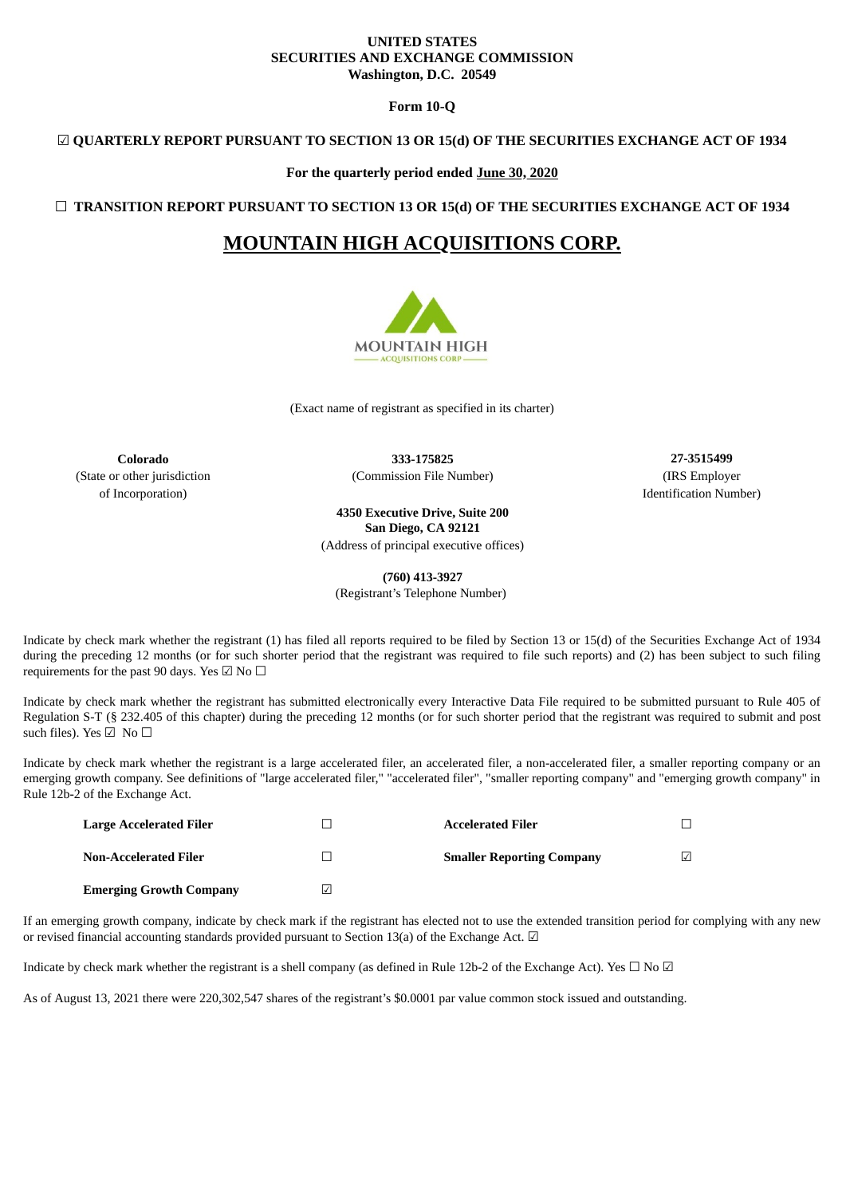**UNITED STATES**
**SECURITIES AND EXCHANGE COMMISSION**
**Washington, D.C. 20549**

**Form 10-Q**

☑ **QUARTERLY REPORT PURSUANT TO SECTION 13 OR 15(d) OF THE SECURITIES EXCHANGE ACT OF 1934**

**For the quarterly period ended June 30, 2020**

☐ **TRANSITION REPORT PURSUANT TO SECTION 13 OR 15(d) OF THE SECURITIES EXCHANGE ACT OF 1934**

# MOUNTAIN HIGH ACQUISITIONS CORP.

(Exact name of registrant as specified in its charter)

| **Colorado** | **333-175825** | **27-3515499** |
|---|---|---|
| (State or other jurisdiction of Incorporation) | (Commission File Number) | (IRS Employer Identification Number) |

**4350 Executive Drive, Suite 200**
**San Diego, CA 92121**
(Address of principal executive offices)

**(760) 413-3927**
(Registrant's Telephone Number)

Indicate by check mark whether the registrant (1) has filed all reports required to be filed by Section 13 or 15(d) of the Securities Exchange Act of 1934 during the preceding 12 months (or for such shorter period that the registrant was required to file such reports) and (2) has been subject to such filing requirements for the past 90 days. Yes ☑ No ☐

Indicate by check mark whether the registrant has submitted electronically every Interactive Data File required to be submitted pursuant to Rule 405 of Regulation S-T (§ 232.405 of this chapter) during the preceding 12 months (or for such shorter period that the registrant was required to submit and post such files). Yes ☑ No ☐

Indicate by check mark whether the registrant is a large accelerated filer, an accelerated filer, a non-accelerated filer, a smaller reporting company or an emerging growth company. See definitions of "large accelerated filer," "accelerated filer", "smaller reporting company" and "emerging growth company" in Rule 12b-2 of the Exchange Act.

| | | | |
|---|---|---|---|
| **Large Accelerated Filer** | ☐ | **Accelerated Filer** | ☐ |
| **Non-Accelerated Filer** | ☐ | **Smaller Reporting Company** | ☑ |
| **Emerging Growth Company** | ☑ | | |

If an emerging growth company, indicate by check mark if the registrant has elected not to use the extended transition period for complying with any new or revised financial accounting standards provided pursuant to Section 13(a) of the Exchange Act. ☑

Indicate by check mark whether the registrant is a shell company (as defined in Rule 12b-2 of the Exchange Act). Yes ☐ No ☑

As of August 13, 2021 there were 220,302,547 shares of the registrant's $0.0001 par value common stock issued and outstanding.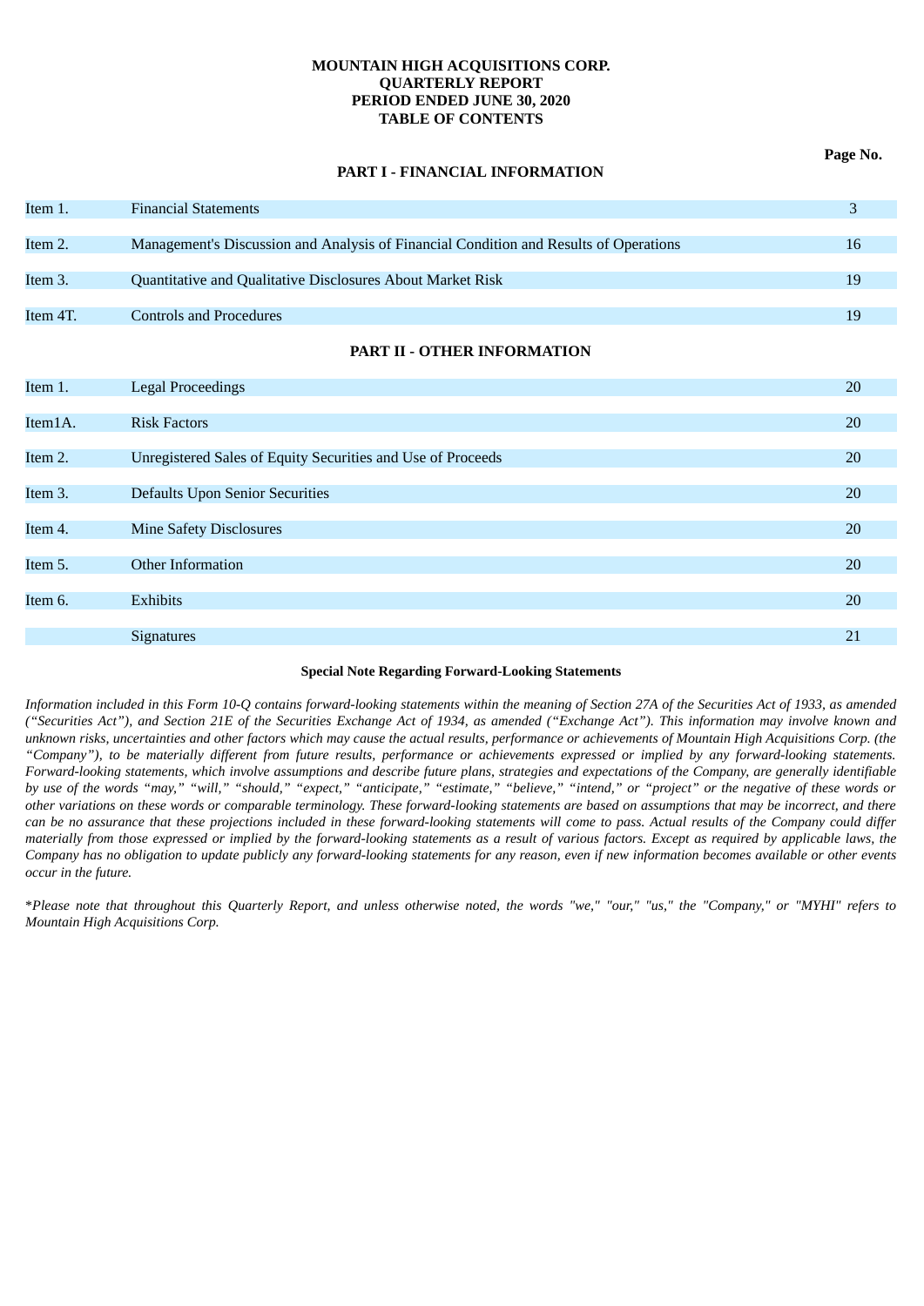**MOUNTAIN HIGH ACQUISITIONS CORP.**
**QUARTERLY REPORT**
**PERIOD ENDED JUNE 30, 2020**
**TABLE OF CONTENTS**

**PART I - FINANCIAL INFORMATION**

| | | Page No. |
|---|---|---|
| Item 1. | Financial Statements | 3 |
| Item 2. | Management's Discussion and Analysis of Financial Condition and Results of Operations | 16 |
| Item 3. | Quantitative and Qualitative Disclosures About Market Risk | 19 |
| Item 4T. | Controls and Procedures | 19 |

**PART II - OTHER INFORMATION**

| | | |
|---|---|---|
| Item 1. | Legal Proceedings | 20 |
| Item1A. | Risk Factors | 20 |
| Item 2. | Unregistered Sales of Equity Securities and Use of Proceeds | 20 |
| Item 3. | Defaults Upon Senior Securities | 20 |
| Item 4. | Mine Safety Disclosures | 20 |
| Item 5. | Other Information | 20 |
| Item 6. | Exhibits | 20 |
| | Signatures | 21 |

**Special Note Regarding Forward-Looking Statements**

*Information included in this Form 10-Q contains forward-looking statements within the meaning of Section 27A of the Securities Act of 1933, as amended ("Securities Act"), and Section 21E of the Securities Exchange Act of 1934, as amended ("Exchange Act"). This information may involve known and unknown risks, uncertainties and other factors which may cause the actual results, performance or achievements of Mountain High Acquisitions Corp. (the "Company"), to be materially different from future results, performance or achievements expressed or implied by any forward-looking statements. Forward-looking statements, which involve assumptions and describe future plans, strategies and expectations of the Company, are generally identifiable by use of the words "may," "will," "should," "expect," "anticipate," "estimate," "believe," "intend," or "project" or the negative of these words or other variations on these words or comparable terminology. These forward-looking statements are based on assumptions that may be incorrect, and there can be no assurance that these projections included in these forward-looking statements will come to pass. Actual results of the Company could differ materially from those expressed or implied by the forward-looking statements as a result of various factors. Except as required by applicable laws, the Company has no obligation to update publicly any forward-looking statements for any reason, even if new information becomes available or other events occur in the future.*

*\*Please note that throughout this Quarterly Report, and unless otherwise noted, the words "we," "our," "us," the "Company," or "MYHI" refers to Mountain High Acquisitions Corp.*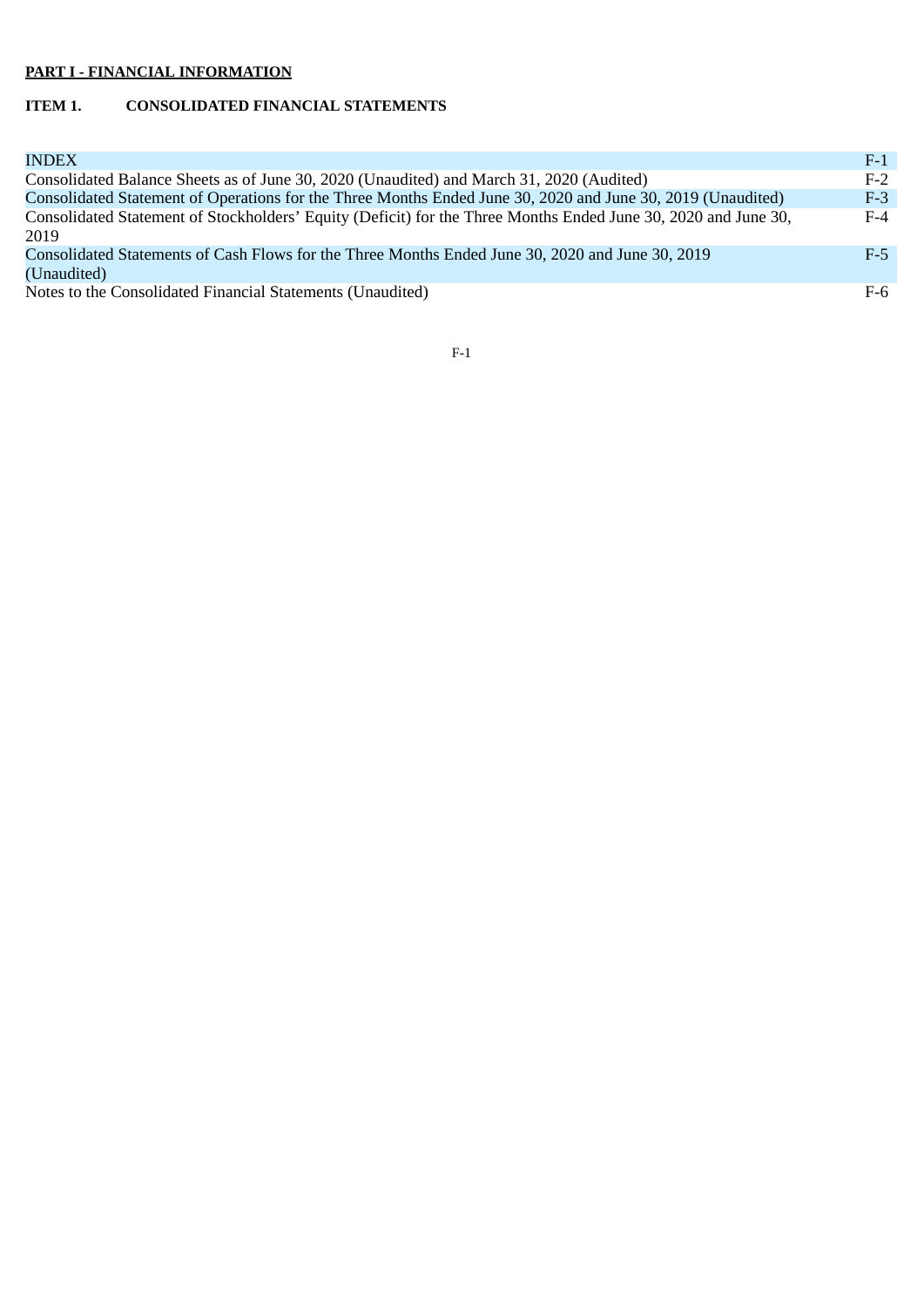**PART I - FINANCIAL INFORMATION**

**ITEM 1. CONSOLIDATED FINANCIAL STATEMENTS**

| INDEX | F-1 |
| --- | --- |
| Consolidated Balance Sheets as of June 30, 2020 (Unaudited) and March 31, 2020 (Audited) | F-2 |
| Consolidated Statement of Operations for the Three Months Ended June 30, 2020 and June 30, 2019 (Unaudited) | F-3 |
| Consolidated Statement of Stockholders' Equity (Deficit) for the Three Months Ended June 30, 2020 and June 30, 2019 | F-4 |
| Consolidated Statements of Cash Flows for the Three Months Ended June 30, 2020 and June 30, 2019 (Unaudited) | F-5 |
| Notes to the Consolidated Financial Statements (Unaudited) | F-6 |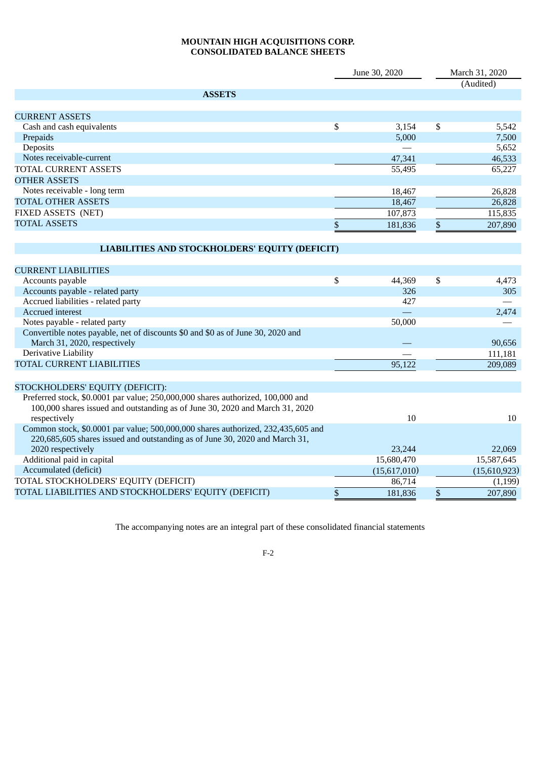# MOUNTAIN HIGH ACQUISITIONS CORP.
## CONSOLIDATED BALANCE SHEETS

| | June 30, 2020 | March 31, 2020 (Audited) |
|---|---|---|
| **ASSETS** | | |
| CURRENT ASSETS | | |
| Cash and cash equivalents | $ 3,154 | $ 5,542 |
| Prepaids | 5,000 | 7,500 |
| Deposits | — | 5,652 |
| Notes receivable-current | 47,341 | 46,533 |
| TOTAL CURRENT ASSETS | 55,495 | 65,227 |
| OTHER ASSETS | | |
| Notes receivable - long term | 18,467 | 26,828 |
| TOTAL OTHER ASSETS | 18,467 | 26,828 |
| FIXED ASSETS (NET) | 107,873 | 115,835 |
| TOTAL ASSETS | $ 181,836 | $ 207,890 |
| **LIABILITIES AND STOCKHOLDERS' EQUITY (DEFICIT)** | | |
| CURRENT LIABILITIES | | |
| Accounts payable | $ 44,369 | $ 4,473 |
| Accounts payable - related party | 326 | 305 |
| Accrued liabilities - related party | 427 | — |
| Accrued interest | — | 2,474 |
| Notes payable - related party | 50,000 | — |
| Convertible notes payable, net of discounts $0 and $0 as of June 30, 2020 and March 31, 2020, respectively | — | 90,656 |
| Derivative Liability | — | 111,181 |
| TOTAL CURRENT LIABILITIES | 95,122 | 209,089 |
| STOCKHOLDERS' EQUITY (DEFICIT): | | |
| Preferred stock, $0.0001 par value; 250,000,000 shares authorized, 100,000 and 100,000 shares issued and outstanding as of June 30, 2020 and March 31, 2020 respectively | 10 | 10 |
| Common stock, $0.0001 par value; 500,000,000 shares authorized, 232,435,605 and 220,685,605 shares issued and outstanding as of June 30, 2020 and March 31, 2020 respectively | 23,244 | 22,069 |
| Additional paid in capital | 15,680,470 | 15,587,645 |
| Accumulated (deficit) | (15,617,010) | (15,610,923) |
| TOTAL STOCKHOLDERS' EQUITY (DEFICIT) | 86,714 | (1,199) |
| TOTAL LIABILITIES AND STOCKHOLDERS' EQUITY (DEFICIT) | $ 181,836 | $ 207,890 |

The accompanying notes are an integral part of these consolidated financial statements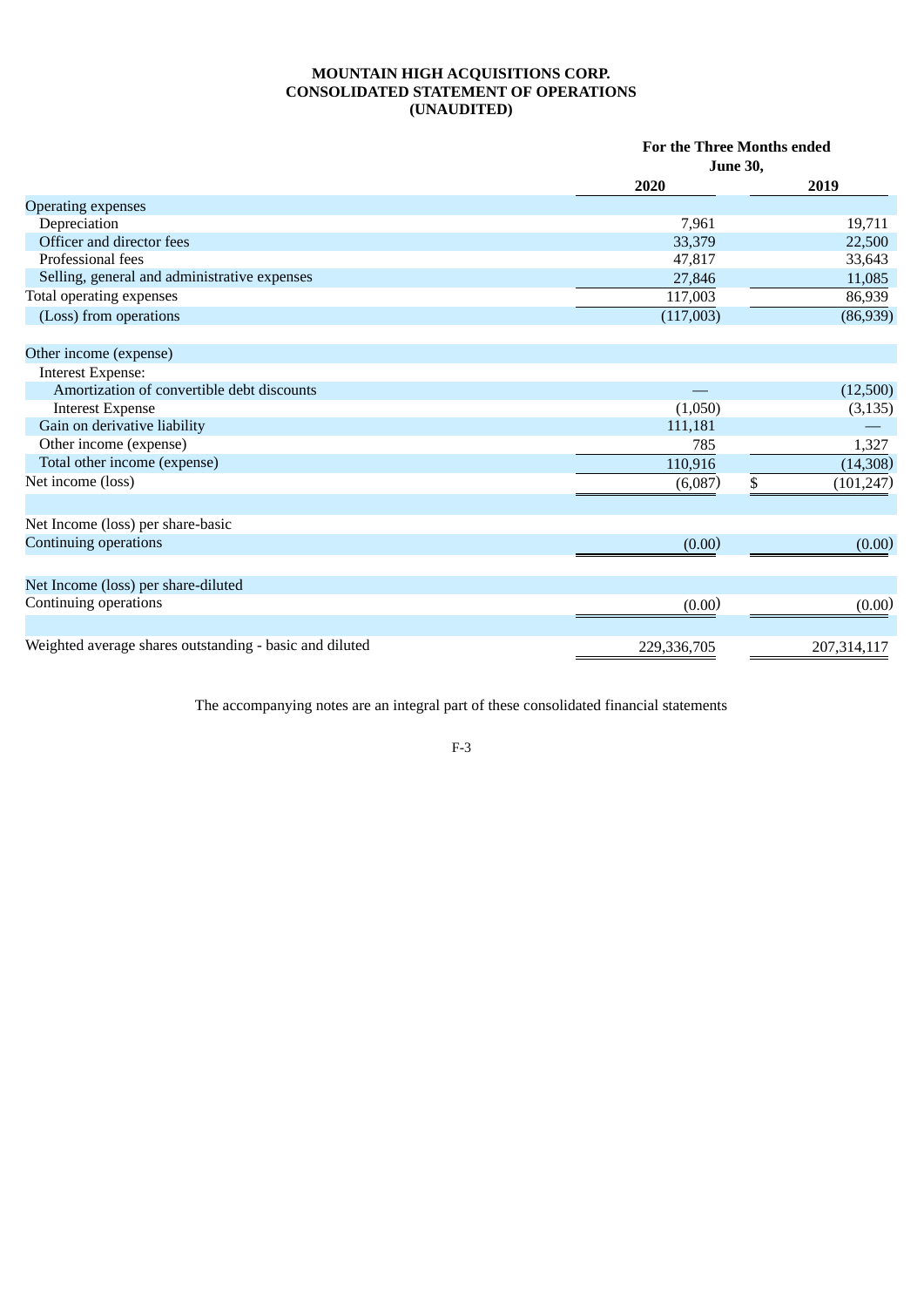# MOUNTAIN HIGH ACQUISITIONS CORP.
## CONSOLIDATED STATEMENT OF OPERATIONS
## (UNAUDITED)

| | For the Three Months ended June 30, | |
|---|---|---|
| | **2020** | **2019** |
| Operating expenses | | |
| Depreciation | 7,961 | 19,711 |
| Officer and director fees | 33,379 | 22,500 |
| Professional fees | 47,817 | 33,643 |
| Selling, general and administrative expenses | 27,846 | 11,085 |
| Total operating expenses | 117,003 | 86,939 |
| (Loss) from operations | (117,003) | (86,939) |
| | | |
| Other income (expense) | | |
| Interest Expense: | | |
| Amortization of convertible debt discounts | — | (12,500) |
| Interest Expense | (1,050) | (3,135) |
| Gain on derivative liability | 111,181 | — |
| Other income (expense) | 785 | 1,327 |
| Total other income (expense) | 110,916 | (14,308) |
| Net income (loss) | (6,087) | $ (101,247) |
| | | |
| Net Income (loss) per share-basic | | |
| Continuing operations | (0.00) | (0.00) |
| | | |
| Net Income (loss) per share-diluted | | |
| Continuing operations | (0.00) | (0.00) |
| | | |
| Weighted average shares outstanding - basic and diluted | 229,336,705 | 207,314,117 |

The accompanying notes are an integral part of these consolidated financial statements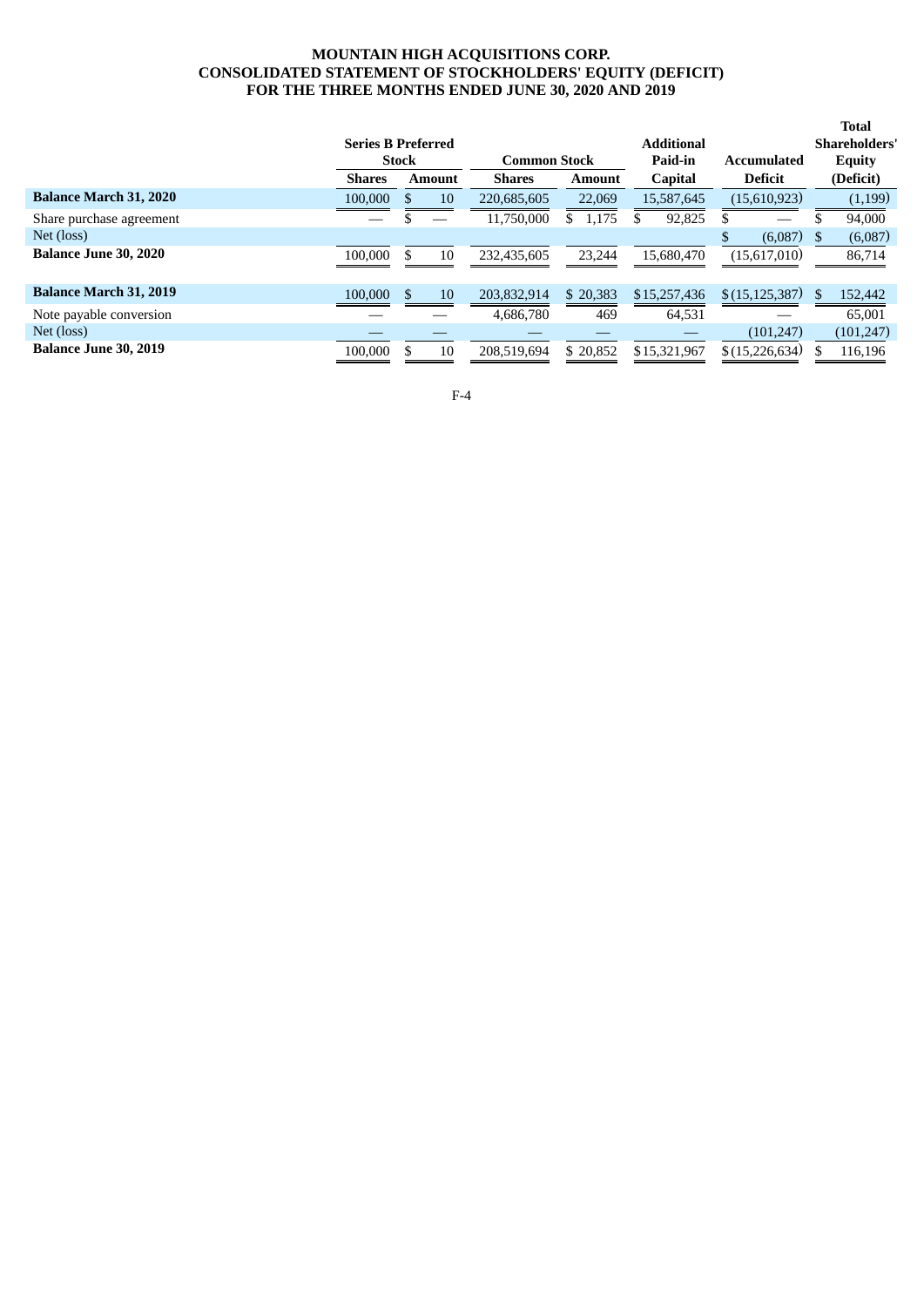# MOUNTAIN HIGH ACQUISITIONS CORP.
## CONSOLIDATED STATEMENT OF STOCKHOLDERS' EQUITY (DEFICIT)
### FOR THE THREE MONTHS ENDED JUNE 30, 2020 AND 2019

| | Series B Preferred Stock | | Common Stock | | Additional Paid-in Capital | Accumulated Deficit | Total Shareholders' Equity (Deficit) |
|---|---|---|---|---|---|---|---|
| | Shares | Amount | Shares | Amount | | | |
| **Balance March 31, 2020** | 100,000 | $ 10 | 220,685,605 | 22,069 | 15,587,645 | (15,610,923) | (1,199) |
| Share purchase agreement | — | $ — | 11,750,000 | $ 1,175 | $ 92,825 | $ — | $ 94,000 |
| Net (loss) | | | | | | $ (6,087) | $ (6,087) |
| **Balance June 30, 2020** | 100,000 | $ 10 | 232,435,605 | 23,244 | 15,680,470 | (15,617,010) | 86,714 |
| | | | | | | | |
| **Balance March 31, 2019** | 100,000 | $ 10 | 203,832,914 | $ 20,383 | $ 15,257,436 | $ (15,125,387) | $ 152,442 |
| Note payable conversion | — | — | 4,686,780 | 469 | 64,531 | — | 65,001 |
| Net (loss) | — | — | — | — | — | (101,247) | (101,247) |
| **Balance June 30, 2019** | 100,000 | $ 10 | 208,519,694 | $ 20,852 | $ 15,321,967 | $ (15,226,634) | $ 116,196 |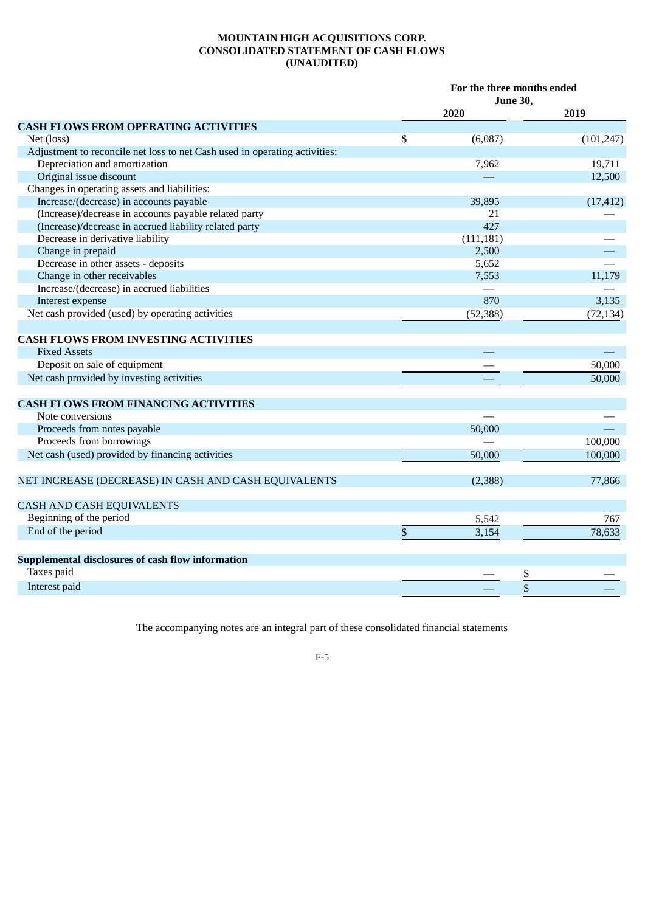**MOUNTAIN HIGH ACQUISITIONS CORP.**
**CONSOLIDATED STATEMENT OF CASH FLOWS**
**(UNAUDITED)**

| | For the three months ended June 30, | |
|---|---|---|
| | **2020** | **2019** |
| **CASH FLOWS FROM OPERATING ACTIVITIES** | | |
| Net (loss) | $ (6,087) | (101,247) |
| Adjustment to reconcile net loss to net Cash used in operating activities: | | |
| Depreciation and amortization | 7,962 | 19,711 |
| Original issue discount | — | 12,500 |
| Changes in operating assets and liabilities: | | |
| Increase/(decrease) in accounts payable | 39,895 | (17,412) |
| (Increase)/decrease in accounts payable related party | 21 | — |
| (Increase)/decrease in accrued liability related party | 427 | |
| Decrease in derivative liability | (111,181) | — |
| Change in prepaid | 2,500 | — |
| Decrease in other assets - deposits | 5,652 | — |
| Change in other receivables | 7,553 | 11,179 |
| Increase/(decrease) in accrued liabilities | — | — |
| Interest expense | 870 | 3,135 |
| Net cash provided (used) by operating activities | (52,388) | (72,134) |
| | | |
| **CASH FLOWS FROM INVESTING ACTIVITIES** | | |
| Fixed Assets | — | — |
| Deposit on sale of equipment | — | 50,000 |
| Net cash provided by investing activities | — | 50,000 |
| | | |
| **CASH FLOWS FROM FINANCING ACTIVITIES** | | |
| Note conversions | — | — |
| Proceeds from notes payable | 50,000 | — |
| Proceeds from borrowings | — | 100,000 |
| Net cash (used) provided by financing activities | 50,000 | 100,000 |
| | | |
| NET INCREASE (DECREASE) IN CASH AND CASH EQUIVALENTS | (2,388) | 77,866 |
| | | |
| CASH AND CASH EQUIVALENTS | | |
| Beginning of the period | 5,542 | 767 |
| End of the period | $ 3,154 | 78,633 |
| | | |
| **Supplemental disclosures of cash flow information** | | |
| Taxes paid | — | $ — |
| Interest paid | — | $ — |

The accompanying notes are an integral part of these consolidated financial statements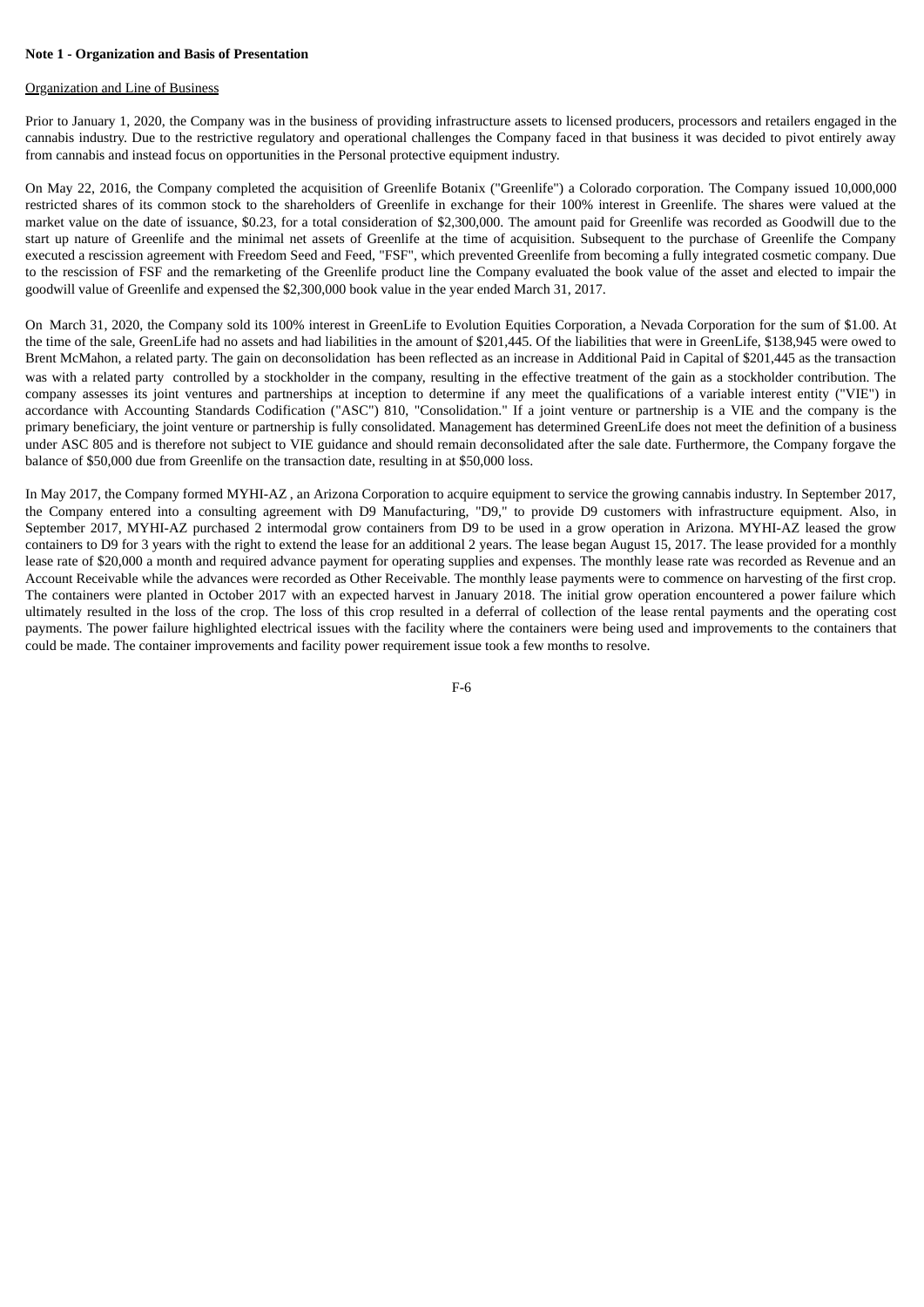**Note 1 - Organization and Basis of Presentation**

Organization and Line of Business

Prior to January 1, 2020, the Company was in the business of providing infrastructure assets to licensed producers, processors and retailers engaged in the cannabis industry. Due to the restrictive regulatory and operational challenges the Company faced in that business it was decided to pivot entirely away from cannabis and instead focus on opportunities in the Personal protective equipment industry.

On May 22, 2016, the Company completed the acquisition of Greenlife Botanix ("Greenlife") a Colorado corporation. The Company issued 10,000,000 restricted shares of its common stock to the shareholders of Greenlife in exchange for their 100% interest in Greenlife. The shares were valued at the market value on the date of issuance, $0.23, for a total consideration of $2,300,000. The amount paid for Greenlife was recorded as Goodwill due to the start up nature of Greenlife and the minimal net assets of Greenlife at the time of acquisition. Subsequent to the purchase of Greenlife the Company executed a rescission agreement with Freedom Seed and Feed, "FSF", which prevented Greenlife from becoming a fully integrated cosmetic company. Due to the rescission of FSF and the remarketing of the Greenlife product line the Company evaluated the book value of the asset and elected to impair the goodwill value of Greenlife and expensed the $2,300,000 book value in the year ended March 31, 2017.

On March 31, 2020, the Company sold its 100% interest in GreenLife to Evolution Equities Corporation, a Nevada Corporation for the sum of $1.00. At the time of the sale, GreenLife had no assets and had liabilities in the amount of $201,445. Of the liabilities that were in GreenLife, $138,945 were owed to Brent McMahon, a related party. The gain on deconsolidation has been reflected as an increase in Additional Paid in Capital of $201,445 as the transaction was with a related party controlled by a stockholder in the company, resulting in the effective treatment of the gain as a stockholder contribution. The company assesses its joint ventures and partnerships at inception to determine if any meet the qualifications of a variable interest entity ("VIE") in accordance with Accounting Standards Codification ("ASC") 810, "Consolidation." If a joint venture or partnership is a VIE and the company is the primary beneficiary, the joint venture or partnership is fully consolidated. Management has determined GreenLife does not meet the definition of a business under ASC 805 and is therefore not subject to VIE guidance and should remain deconsolidated after the sale date. Furthermore, the Company forgave the balance of $50,000 due from Greenlife on the transaction date, resulting in at $50,000 loss.

In May 2017, the Company formed MYHI-AZ , an Arizona Corporation to acquire equipment to service the growing cannabis industry. In September 2017, the Company entered into a consulting agreement with D9 Manufacturing, "D9," to provide D9 customers with infrastructure equipment. Also, in September 2017, MYHI-AZ purchased 2 intermodal grow containers from D9 to be used in a grow operation in Arizona. MYHI-AZ leased the grow containers to D9 for 3 years with the right to extend the lease for an additional 2 years. The lease began August 15, 2017. The lease provided for a monthly lease rate of $20,000 a month and required advance payment for operating supplies and expenses. The monthly lease rate was recorded as Revenue and an Account Receivable while the advances were recorded as Other Receivable. The monthly lease payments were to commence on harvesting of the first crop. The containers were planted in October 2017 with an expected harvest in January 2018. The initial grow operation encountered a power failure which ultimately resulted in the loss of the crop. The loss of this crop resulted in a deferral of collection of the lease rental payments and the operating cost payments. The power failure highlighted electrical issues with the facility where the containers were being used and improvements to the containers that could be made. The container improvements and facility power requirement issue took a few months to resolve.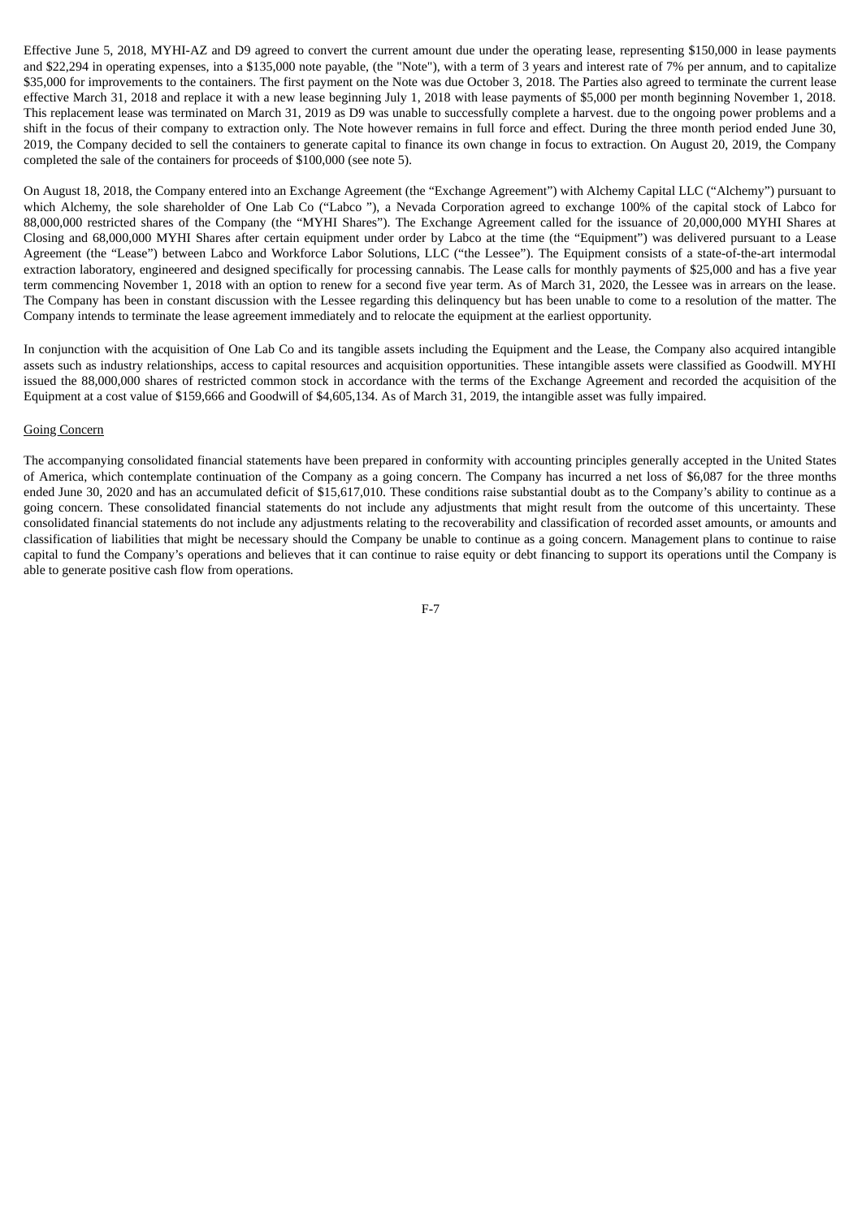Effective June 5, 2018, MYHI-AZ and D9 agreed to convert the current amount due under the operating lease, representing $150,000 in lease payments and $22,294 in operating expenses, into a $135,000 note payable, (the "Note"), with a term of 3 years and interest rate of 7% per annum, and to capitalize $35,000 for improvements to the containers. The first payment on the Note was due October 3, 2018. The Parties also agreed to terminate the current lease effective March 31, 2018 and replace it with a new lease beginning July 1, 2018 with lease payments of $5,000 per month beginning November 1, 2018. This replacement lease was terminated on March 31, 2019 as D9 was unable to successfully complete a harvest. due to the ongoing power problems and a shift in the focus of their company to extraction only. The Note however remains in full force and effect. During the three month period ended June 30, 2019, the Company decided to sell the containers to generate capital to finance its own change in focus to extraction. On August 20, 2019, the Company completed the sale of the containers for proceeds of $100,000 (see note 5).

On August 18, 2018, the Company entered into an Exchange Agreement (the "Exchange Agreement") with Alchemy Capital LLC ("Alchemy") pursuant to which Alchemy, the sole shareholder of One Lab Co ("Labco "), a Nevada Corporation agreed to exchange 100% of the capital stock of Labco for 88,000,000 restricted shares of the Company (the "MYHI Shares"). The Exchange Agreement called for the issuance of 20,000,000 MYHI Shares at Closing and 68,000,000 MYHI Shares after certain equipment under order by Labco at the time (the "Equipment") was delivered pursuant to a Lease Agreement (the "Lease") between Labco and Workforce Labor Solutions, LLC ("the Lessee"). The Equipment consists of a state-of-the-art intermodal extraction laboratory, engineered and designed specifically for processing cannabis. The Lease calls for monthly payments of $25,000 and has a five year term commencing November 1, 2018 with an option to renew for a second five year term. As of March 31, 2020, the Lessee was in arrears on the lease. The Company has been in constant discussion with the Lessee regarding this delinquency but has been unable to come to a resolution of the matter. The Company intends to terminate the lease agreement immediately and to relocate the equipment at the earliest opportunity.

In conjunction with the acquisition of One Lab Co and its tangible assets including the Equipment and the Lease, the Company also acquired intangible assets such as industry relationships, access to capital resources and acquisition opportunities. These intangible assets were classified as Goodwill. MYHI issued the 88,000,000 shares of restricted common stock in accordance with the terms of the Exchange Agreement and recorded the acquisition of the Equipment at a cost value of $159,666 and Goodwill of $4,605,134. As of March 31, 2019, the intangible asset was fully impaired.

Going Concern

The accompanying consolidated financial statements have been prepared in conformity with accounting principles generally accepted in the United States of America, which contemplate continuation of the Company as a going concern. The Company has incurred a net loss of $6,087 for the three months ended June 30, 2020 and has an accumulated deficit of $15,617,010. These conditions raise substantial doubt as to the Company's ability to continue as a going concern. These consolidated financial statements do not include any adjustments that might result from the outcome of this uncertainty. These consolidated financial statements do not include any adjustments relating to the recoverability and classification of recorded asset amounts, or amounts and classification of liabilities that might be necessary should the Company be unable to continue as a going concern. Management plans to continue to raise capital to fund the Company's operations and believes that it can continue to raise equity or debt financing to support its operations until the Company is able to generate positive cash flow from operations.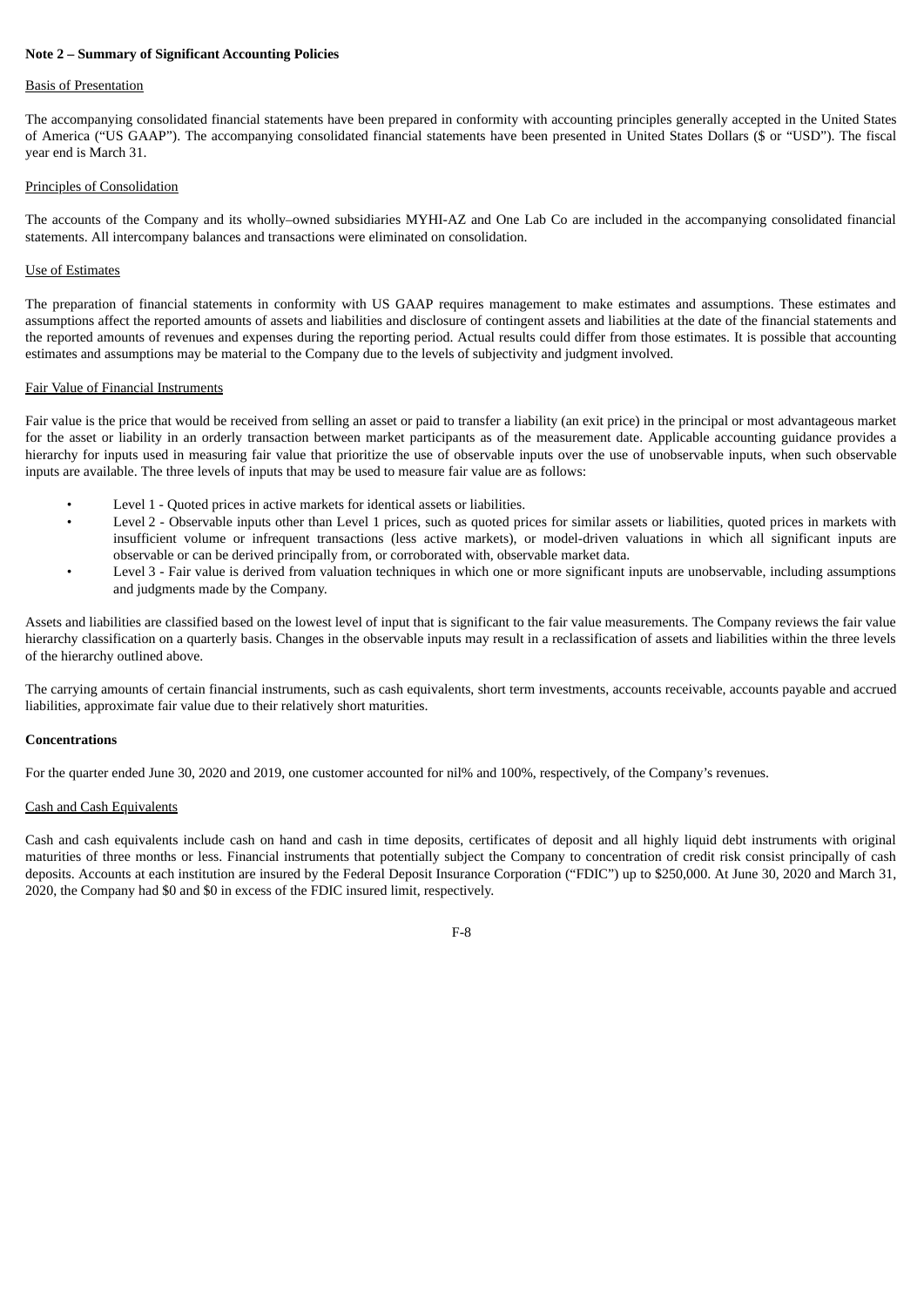**Note 2 – Summary of Significant Accounting Policies**

Basis of Presentation

The accompanying consolidated financial statements have been prepared in conformity with accounting principles generally accepted in the United States of America ("US GAAP"). The accompanying consolidated financial statements have been presented in United States Dollars ($ or "USD"). The fiscal year end is March 31.

Principles of Consolidation

The accounts of the Company and its wholly–owned subsidiaries MYHI-AZ and One Lab Co are included in the accompanying consolidated financial statements. All intercompany balances and transactions were eliminated on consolidation.

Use of Estimates

The preparation of financial statements in conformity with US GAAP requires management to make estimates and assumptions. These estimates and assumptions affect the reported amounts of assets and liabilities and disclosure of contingent assets and liabilities at the date of the financial statements and the reported amounts of revenues and expenses during the reporting period. Actual results could differ from those estimates. It is possible that accounting estimates and assumptions may be material to the Company due to the levels of subjectivity and judgment involved.

Fair Value of Financial Instruments

Fair value is the price that would be received from selling an asset or paid to transfer a liability (an exit price) in the principal or most advantageous market for the asset or liability in an orderly transaction between market participants as of the measurement date. Applicable accounting guidance provides a hierarchy for inputs used in measuring fair value that prioritize the use of observable inputs over the use of unobservable inputs, when such observable inputs are available. The three levels of inputs that may be used to measure fair value are as follows:

- Level 1 - Quoted prices in active markets for identical assets or liabilities.
- Level 2 - Observable inputs other than Level 1 prices, such as quoted prices for similar assets or liabilities, quoted prices in markets with insufficient volume or infrequent transactions (less active markets), or model-driven valuations in which all significant inputs are observable or can be derived principally from, or corroborated with, observable market data.
- Level 3 - Fair value is derived from valuation techniques in which one or more significant inputs are unobservable, including assumptions and judgments made by the Company.

Assets and liabilities are classified based on the lowest level of input that is significant to the fair value measurements. The Company reviews the fair value hierarchy classification on a quarterly basis. Changes in the observable inputs may result in a reclassification of assets and liabilities within the three levels of the hierarchy outlined above.

The carrying amounts of certain financial instruments, such as cash equivalents, short term investments, accounts receivable, accounts payable and accrued liabilities, approximate fair value due to their relatively short maturities.

**Concentrations**

For the quarter ended June 30, 2020 and 2019, one customer accounted for nil% and 100%, respectively, of the Company's revenues.

Cash and Cash Equivalents

Cash and cash equivalents include cash on hand and cash in time deposits, certificates of deposit and all highly liquid debt instruments with original maturities of three months or less. Financial instruments that potentially subject the Company to concentration of credit risk consist principally of cash deposits. Accounts at each institution are insured by the Federal Deposit Insurance Corporation ("FDIC") up to $250,000. At June 30, 2020 and March 31, 2020, the Company had $0 and $0 in excess of the FDIC insured limit, respectively.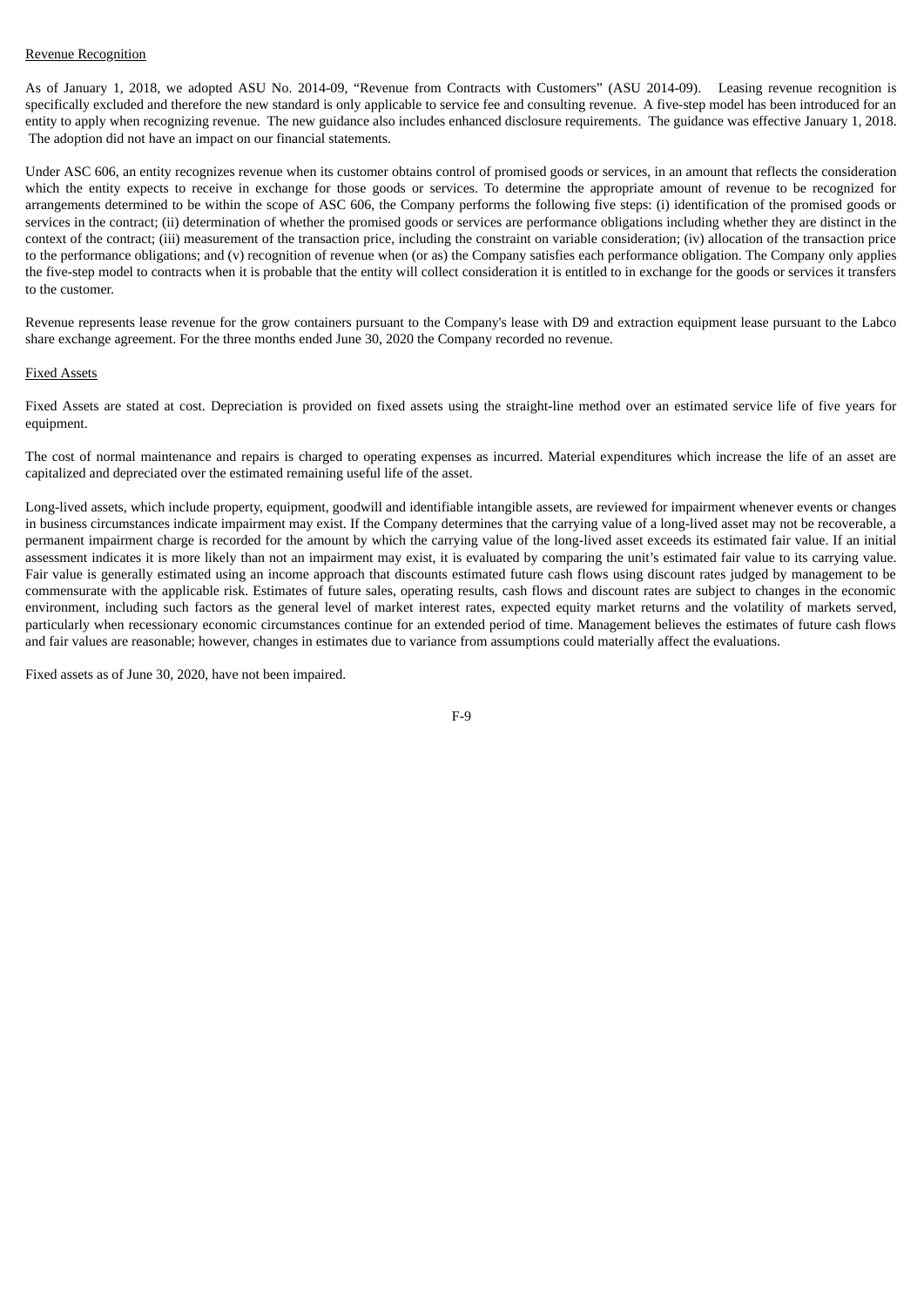Revenue Recognition

As of January 1, 2018, we adopted ASU No. 2014-09, "Revenue from Contracts with Customers" (ASU 2014-09). Leasing revenue recognition is specifically excluded and therefore the new standard is only applicable to service fee and consulting revenue. A five-step model has been introduced for an entity to apply when recognizing revenue. The new guidance also includes enhanced disclosure requirements. The guidance was effective January 1, 2018. The adoption did not have an impact on our financial statements.

Under ASC 606, an entity recognizes revenue when its customer obtains control of promised goods or services, in an amount that reflects the consideration which the entity expects to receive in exchange for those goods or services. To determine the appropriate amount of revenue to be recognized for arrangements determined to be within the scope of ASC 606, the Company performs the following five steps: (i) identification of the promised goods or services in the contract; (ii) determination of whether the promised goods or services are performance obligations including whether they are distinct in the context of the contract; (iii) measurement of the transaction price, including the constraint on variable consideration; (iv) allocation of the transaction price to the performance obligations; and (v) recognition of revenue when (or as) the Company satisfies each performance obligation. The Company only applies the five-step model to contracts when it is probable that the entity will collect consideration it is entitled to in exchange for the goods or services it transfers to the customer.

Revenue represents lease revenue for the grow containers pursuant to the Company's lease with D9 and extraction equipment lease pursuant to the Labco share exchange agreement. For the three months ended June 30, 2020 the Company recorded no revenue.

Fixed Assets

Fixed Assets are stated at cost. Depreciation is provided on fixed assets using the straight-line method over an estimated service life of five years for equipment.

The cost of normal maintenance and repairs is charged to operating expenses as incurred. Material expenditures which increase the life of an asset are capitalized and depreciated over the estimated remaining useful life of the asset.

Long-lived assets, which include property, equipment, goodwill and identifiable intangible assets, are reviewed for impairment whenever events or changes in business circumstances indicate impairment may exist. If the Company determines that the carrying value of a long-lived asset may not be recoverable, a permanent impairment charge is recorded for the amount by which the carrying value of the long-lived asset exceeds its estimated fair value. If an initial assessment indicates it is more likely than not an impairment may exist, it is evaluated by comparing the unit's estimated fair value to its carrying value. Fair value is generally estimated using an income approach that discounts estimated future cash flows using discount rates judged by management to be commensurate with the applicable risk. Estimates of future sales, operating results, cash flows and discount rates are subject to changes in the economic environment, including such factors as the general level of market interest rates, expected equity market returns and the volatility of markets served, particularly when recessionary economic circumstances continue for an extended period of time. Management believes the estimates of future cash flows and fair values are reasonable; however, changes in estimates due to variance from assumptions could materially affect the evaluations.

Fixed assets as of June 30, 2020, have not been impaired.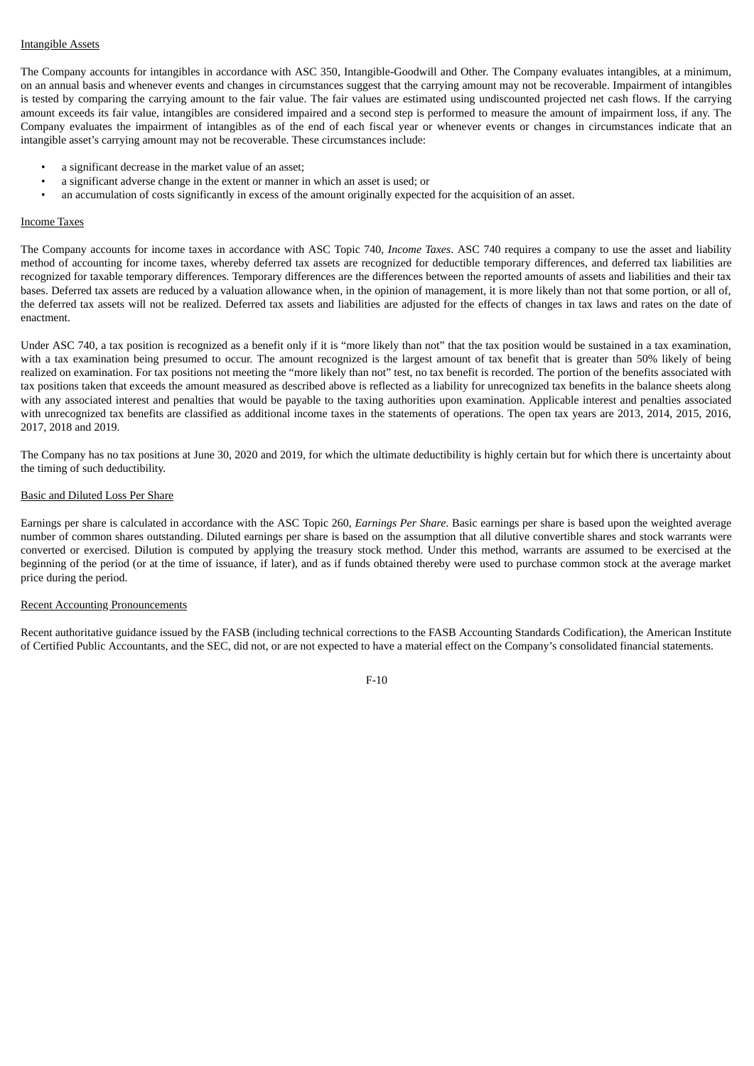Intangible Assets

The Company accounts for intangibles in accordance with ASC 350, Intangible-Goodwill and Other. The Company evaluates intangibles, at a minimum, on an annual basis and whenever events and changes in circumstances suggest that the carrying amount may not be recoverable. Impairment of intangibles is tested by comparing the carrying amount to the fair value. The fair values are estimated using undiscounted projected net cash flows. If the carrying amount exceeds its fair value, intangibles are considered impaired and a second step is performed to measure the amount of impairment loss, if any. The Company evaluates the impairment of intangibles as of the end of each fiscal year or whenever events or changes in circumstances indicate that an intangible asset's carrying amount may not be recoverable. These circumstances include:

- a significant decrease in the market value of an asset;
- a significant adverse change in the extent or manner in which an asset is used; or
- an accumulation of costs significantly in excess of the amount originally expected for the acquisition of an asset.

Income Taxes

The Company accounts for income taxes in accordance with ASC Topic 740, *Income Taxes*. ASC 740 requires a company to use the asset and liability method of accounting for income taxes, whereby deferred tax assets are recognized for deductible temporary differences, and deferred tax liabilities are recognized for taxable temporary differences. Temporary differences are the differences between the reported amounts of assets and liabilities and their tax bases. Deferred tax assets are reduced by a valuation allowance when, in the opinion of management, it is more likely than not that some portion, or all of, the deferred tax assets will not be realized. Deferred tax assets and liabilities are adjusted for the effects of changes in tax laws and rates on the date of enactment.

Under ASC 740, a tax position is recognized as a benefit only if it is "more likely than not" that the tax position would be sustained in a tax examination, with a tax examination being presumed to occur. The amount recognized is the largest amount of tax benefit that is greater than 50% likely of being realized on examination. For tax positions not meeting the "more likely than not" test, no tax benefit is recorded. The portion of the benefits associated with tax positions taken that exceeds the amount measured as described above is reflected as a liability for unrecognized tax benefits in the balance sheets along with any associated interest and penalties that would be payable to the taxing authorities upon examination. Applicable interest and penalties associated with unrecognized tax benefits are classified as additional income taxes in the statements of operations. The open tax years are 2013, 2014, 2015, 2016, 2017, 2018 and 2019.

The Company has no tax positions at June 30, 2020 and 2019, for which the ultimate deductibility is highly certain but for which there is uncertainty about the timing of such deductibility.

Basic and Diluted Loss Per Share

Earnings per share is calculated in accordance with the ASC Topic 260, *Earnings Per Share*. Basic earnings per share is based upon the weighted average number of common shares outstanding. Diluted earnings per share is based on the assumption that all dilutive convertible shares and stock warrants were converted or exercised. Dilution is computed by applying the treasury stock method. Under this method, warrants are assumed to be exercised at the beginning of the period (or at the time of issuance, if later), and as if funds obtained thereby were used to purchase common stock at the average market price during the period.

Recent Accounting Pronouncements

Recent authoritative guidance issued by the FASB (including technical corrections to the FASB Accounting Standards Codification), the American Institute of Certified Public Accountants, and the SEC, did not, or are not expected to have a material effect on the Company's consolidated financial statements.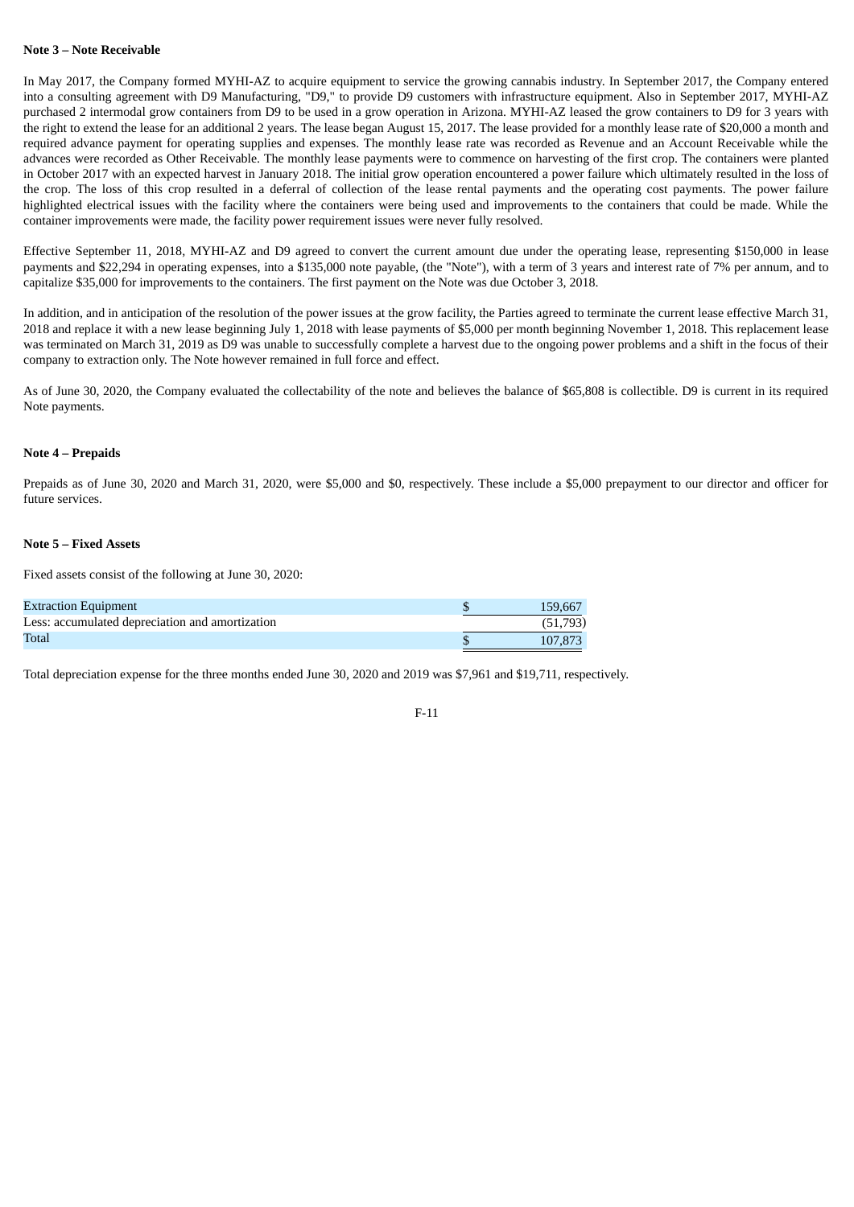**Note 3 – Note Receivable**

In May 2017, the Company formed MYHI-AZ to acquire equipment to service the growing cannabis industry. In September 2017, the Company entered into a consulting agreement with D9 Manufacturing, "D9," to provide D9 customers with infrastructure equipment. Also in September 2017, MYHI-AZ purchased 2 intermodal grow containers from D9 to be used in a grow operation in Arizona. MYHI-AZ leased the grow containers to D9 for 3 years with the right to extend the lease for an additional 2 years. The lease began August 15, 2017. The lease provided for a monthly lease rate of $20,000 a month and required advance payment for operating supplies and expenses. The monthly lease rate was recorded as Revenue and an Account Receivable while the advances were recorded as Other Receivable. The monthly lease payments were to commence on harvesting of the first crop. The containers were planted in October 2017 with an expected harvest in January 2018. The initial grow operation encountered a power failure which ultimately resulted in the loss of the crop. The loss of this crop resulted in a deferral of collection of the lease rental payments and the operating cost payments. The power failure highlighted electrical issues with the facility where the containers were being used and improvements to the containers that could be made. While the container improvements were made, the facility power requirement issues were never fully resolved.

Effective September 11, 2018, MYHI-AZ and D9 agreed to convert the current amount due under the operating lease, representing $150,000 in lease payments and $22,294 in operating expenses, into a $135,000 note payable, (the "Note"), with a term of 3 years and interest rate of 7% per annum, and to capitalize $35,000 for improvements to the containers. The first payment on the Note was due October 3, 2018.

In addition, and in anticipation of the resolution of the power issues at the grow facility, the Parties agreed to terminate the current lease effective March 31, 2018 and replace it with a new lease beginning July 1, 2018 with lease payments of $5,000 per month beginning November 1, 2018. This replacement lease was terminated on March 31, 2019 as D9 was unable to successfully complete a harvest due to the ongoing power problems and a shift in the focus of their company to extraction only. The Note however remained in full force and effect.

As of June 30, 2020, the Company evaluated the collectability of the note and believes the balance of $65,808 is collectible. D9 is current in its required Note payments.

**Note 4 – Prepaids**

Prepaids as of June 30, 2020 and March 31, 2020, were $5,000 and $0, respectively. These include a $5,000 prepayment to our director and officer for future services.

**Note 5 – Fixed Assets**

Fixed assets consist of the following at June 30, 2020:

| | |
|---|---|
| Extraction Equipment | $ 159,667 |
| Less: accumulated depreciation and amortization | (51,793) |
| Total | $ 107,873 |

Total depreciation expense for the three months ended June 30, 2020 and 2019 was $7,961 and $19,711, respectively.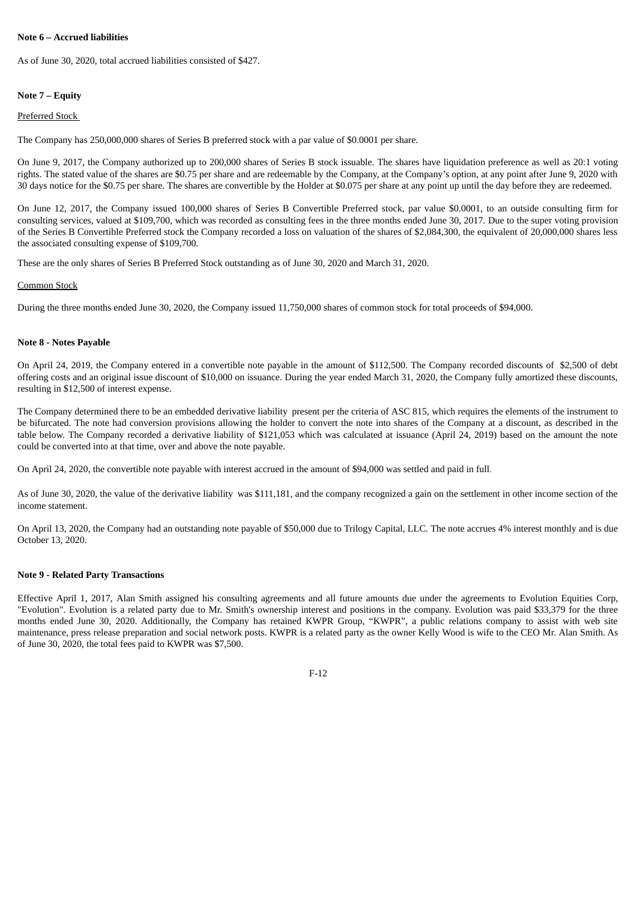**Note 6 – Accrued liabilities**

As of June 30, 2020, total accrued liabilities consisted of $427.

**Note 7 – Equity**

Preferred Stock

The Company has 250,000,000 shares of Series B preferred stock with a par value of $0.0001 per share.

On June 9, 2017, the Company authorized up to 200,000 shares of Series B stock issuable. The shares have liquidation preference as well as 20:1 voting rights. The stated value of the shares are $0.75 per share and are redeemable by the Company, at the Company's option, at any point after June 9, 2020 with 30 days notice for the $0.75 per share. The shares are convertible by the Holder at $0.075 per share at any point up until the day before they are redeemed.

On June 12, 2017, the Company issued 100,000 shares of Series B Convertible Preferred stock, par value $0.0001, to an outside consulting firm for consulting services, valued at $109,700, which was recorded as consulting fees in the three months ended June 30, 2017. Due to the super voting provision of the Series B Convertible Preferred stock the Company recorded a loss on valuation of the shares of $2,084,300, the equivalent of 20,000,000 shares less the associated consulting expense of $109,700.

These are the only shares of Series B Preferred Stock outstanding as of June 30, 2020 and March 31, 2020.

Common Stock

During the three months ended June 30, 2020, the Company issued 11,750,000 shares of common stock for total proceeds of $94,000.

**Note 8 - Notes Payable**

On April 24, 2019, the Company entered in a convertible note payable in the amount of $112,500. The Company recorded discounts of $2,500 of debt offering costs and an original issue discount of $10,000 on issuance. During the year ended March 31, 2020, the Company fully amortized these discounts, resulting in $12,500 of interest expense.

The Company determined there to be an embedded derivative liability present per the criteria of ASC 815, which requires the elements of the instrument to be bifurcated. The note had conversion provisions allowing the holder to convert the note into shares of the Company at a discount, as described in the table below. The Company recorded a derivative liability of $121,053 which was calculated at issuance (April 24, 2019) based on the amount the note could be converted into at that time, over and above the note payable.

On April 24, 2020, the convertible note payable with interest accrued in the amount of $94,000 was settled and paid in full.

As of June 30, 2020, the value of the derivative liability was $111,181, and the company recognized a gain on the settlement in other income section of the income statement.

On April 13, 2020, the Company had an outstanding note payable of $50,000 due to Trilogy Capital, LLC. The note accrues 4% interest monthly and is due October 13, 2020.

**Note 9 - Related Party Transactions**

Effective April 1, 2017, Alan Smith assigned his consulting agreements and all future amounts due under the agreements to Evolution Equities Corp, "Evolution". Evolution is a related party due to Mr. Smith's ownership interest and positions in the company. Evolution was paid $33,379 for the three months ended June 30, 2020. Additionally, the Company has retained KWPR Group, "KWPR", a public relations company to assist with web site maintenance, press release preparation and social network posts. KWPR is a related party as the owner Kelly Wood is wife to the CEO Mr. Alan Smith. As of June 30, 2020, the total fees paid to KWPR was $7,500.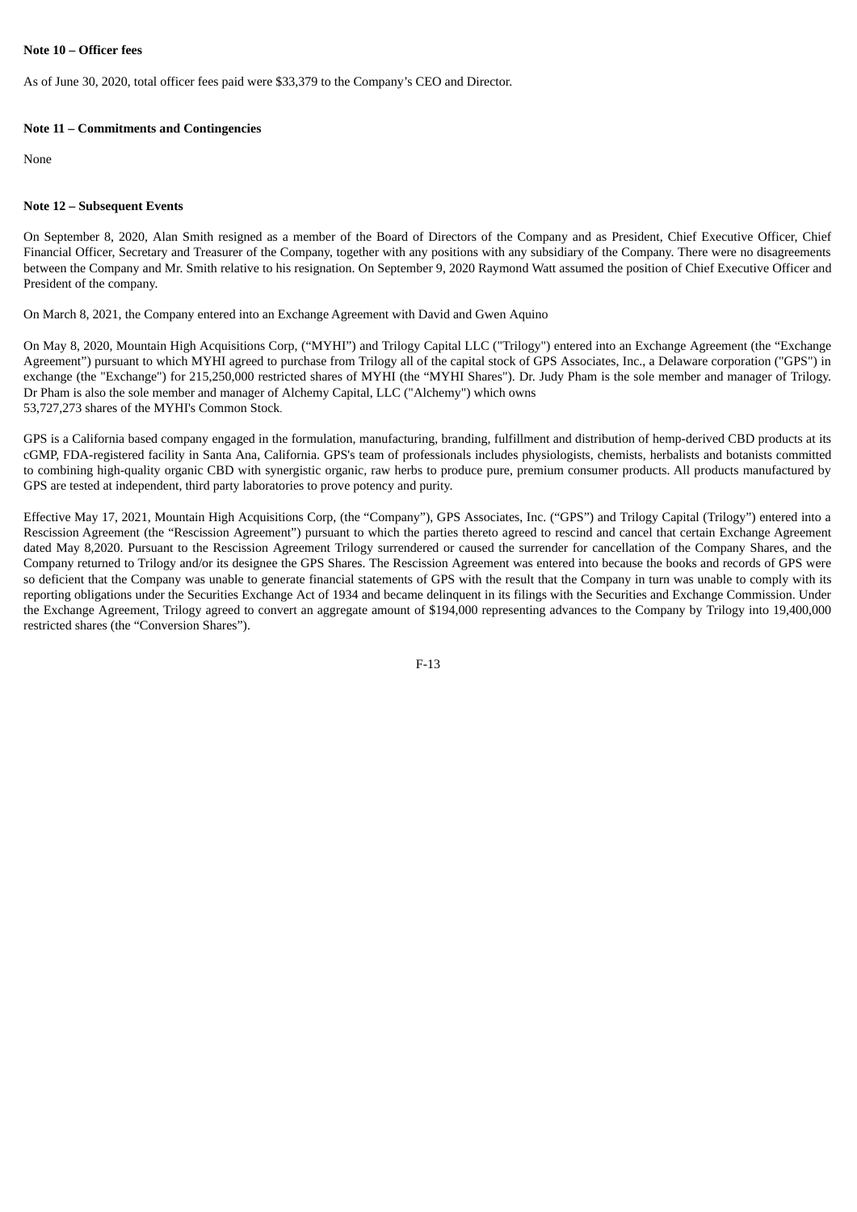**Note 10 – Officer fees**

As of June 30, 2020, total officer fees paid were $33,379 to the Company's CEO and Director.

**Note 11 – Commitments and Contingencies**

None

**Note 12 – Subsequent Events**

On September 8, 2020, Alan Smith resigned as a member of the Board of Directors of the Company and as President, Chief Executive Officer, Chief Financial Officer, Secretary and Treasurer of the Company, together with any positions with any subsidiary of the Company. There were no disagreements between the Company and Mr. Smith relative to his resignation. On September 9, 2020 Raymond Watt assumed the position of Chief Executive Officer and President of the company.

On March 8, 2021, the Company entered into an Exchange Agreement with David and Gwen Aquino

On May 8, 2020, Mountain High Acquisitions Corp, ("MYHI") and Trilogy Capital LLC ("Trilogy") entered into an Exchange Agreement (the "Exchange Agreement") pursuant to which MYHI agreed to purchase from Trilogy all of the capital stock of GPS Associates, Inc., a Delaware corporation ("GPS") in exchange (the "Exchange") for 215,250,000 restricted shares of MYHI (the "MYHI Shares"). Dr. Judy Pham is the sole member and manager of Trilogy. Dr Pham is also the sole member and manager of Alchemy Capital, LLC ("Alchemy") which owns
53,727,273 shares of the MYHI's Common Stock.

GPS is a California based company engaged in the formulation, manufacturing, branding, fulfillment and distribution of hemp-derived CBD products at its cGMP, FDA-registered facility in Santa Ana, California. GPS's team of professionals includes physiologists, chemists, herbalists and botanists committed to combining high-quality organic CBD with synergistic organic, raw herbs to produce pure, premium consumer products. All products manufactured by GPS are tested at independent, third party laboratories to prove potency and purity.

Effective May 17, 2021, Mountain High Acquisitions Corp, (the "Company"), GPS Associates, Inc. ("GPS") and Trilogy Capital (Trilogy") entered into a Rescission Agreement (the "Rescission Agreement") pursuant to which the parties thereto agreed to rescind and cancel that certain Exchange Agreement dated May 8,2020. Pursuant to the Rescission Agreement Trilogy surrendered or caused the surrender for cancellation of the Company Shares, and the Company returned to Trilogy and/or its designee the GPS Shares. The Rescission Agreement was entered into because the books and records of GPS were so deficient that the Company was unable to generate financial statements of GPS with the result that the Company in turn was unable to comply with its reporting obligations under the Securities Exchange Act of 1934 and became delinquent in its filings with the Securities and Exchange Commission. Under the Exchange Agreement, Trilogy agreed to convert an aggregate amount of $194,000 representing advances to the Company by Trilogy into 19,400,000 restricted shares (the "Conversion Shares").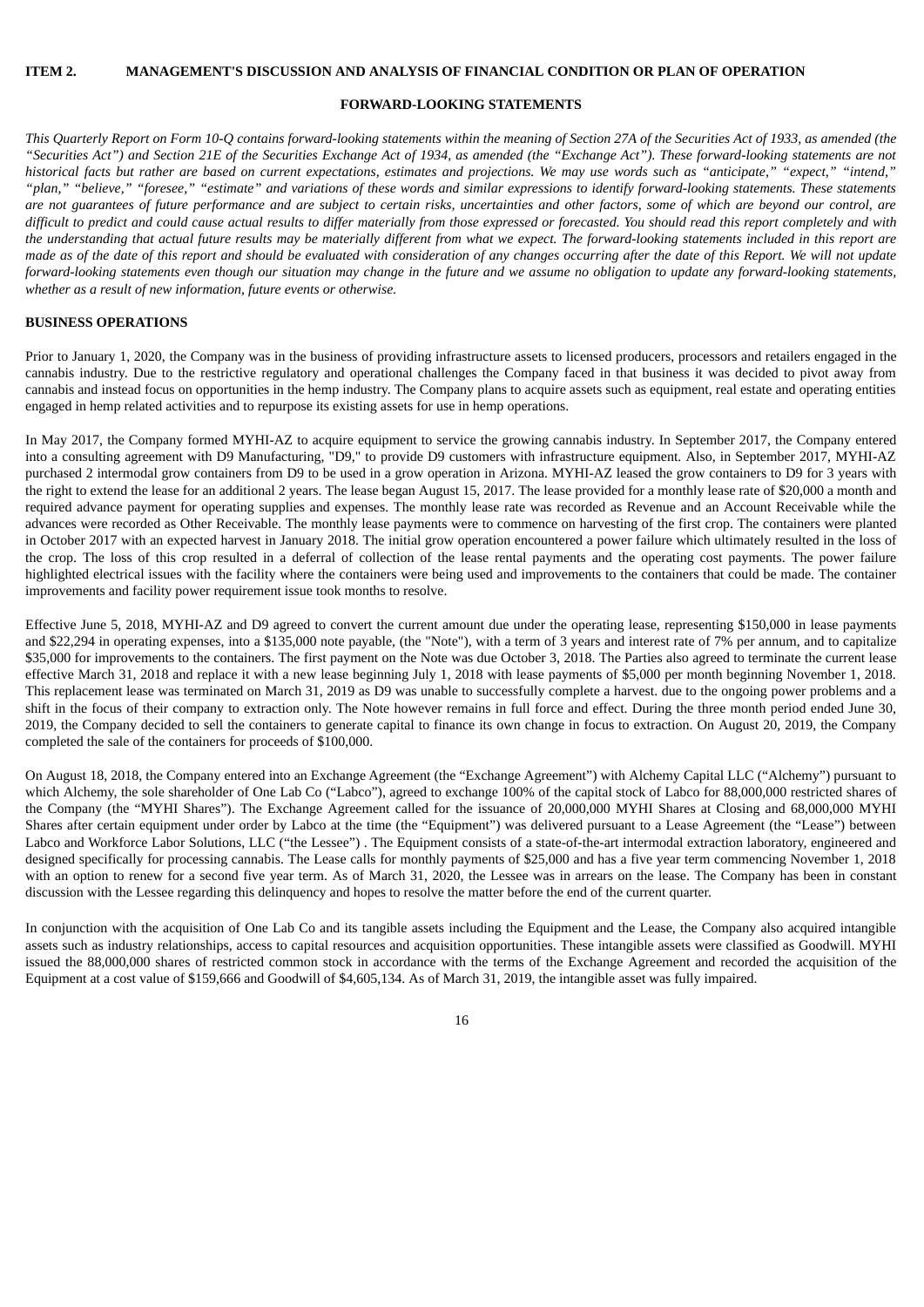## ITEM 2. MANAGEMENT'S DISCUSSION AND ANALYSIS OF FINANCIAL CONDITION OR PLAN OF OPERATION

### FORWARD-LOOKING STATEMENTS

*This Quarterly Report on Form 10-Q contains forward-looking statements within the meaning of Section 27A of the Securities Act of 1933, as amended (the "Securities Act") and Section 21E of the Securities Exchange Act of 1934, as amended (the "Exchange Act"). These forward-looking statements are not historical facts but rather are based on current expectations, estimates and projections. We may use words such as "anticipate," "expect," "intend," "plan," "believe," "foresee," "estimate" and variations of these words and similar expressions to identify forward-looking statements. These statements are not guarantees of future performance and are subject to certain risks, uncertainties and other factors, some of which are beyond our control, are difficult to predict and could cause actual results to differ materially from those expressed or forecasted. You should read this report completely and with the understanding that actual future results may be materially different from what we expect. The forward-looking statements included in this report are made as of the date of this report and should be evaluated with consideration of any changes occurring after the date of this Report. We will not update forward-looking statements even though our situation may change in the future and we assume no obligation to update any forward-looking statements, whether as a result of new information, future events or otherwise.*

### BUSINESS OPERATIONS

Prior to January 1, 2020, the Company was in the business of providing infrastructure assets to licensed producers, processors and retailers engaged in the cannabis industry. Due to the restrictive regulatory and operational challenges the Company faced in that business it was decided to pivot away from cannabis and instead focus on opportunities in the hemp industry. The Company plans to acquire assets such as equipment, real estate and operating entities engaged in hemp related activities and to repurpose its existing assets for use in hemp operations.

In May 2017, the Company formed MYHI-AZ to acquire equipment to service the growing cannabis industry. In September 2017, the Company entered into a consulting agreement with D9 Manufacturing, "D9," to provide D9 customers with infrastructure equipment. Also, in September 2017, MYHI-AZ purchased 2 intermodal grow containers from D9 to be used in a grow operation in Arizona. MYHI-AZ leased the grow containers to D9 for 3 years with the right to extend the lease for an additional 2 years. The lease began August 15, 2017. The lease provided for a monthly lease rate of $20,000 a month and required advance payment for operating supplies and expenses. The monthly lease rate was recorded as Revenue and an Account Receivable while the advances were recorded as Other Receivable. The monthly lease payments were to commence on harvesting of the first crop. The containers were planted in October 2017 with an expected harvest in January 2018. The initial grow operation encountered a power failure which ultimately resulted in the loss of the crop. The loss of this crop resulted in a deferral of collection of the lease rental payments and the operating cost payments. The power failure highlighted electrical issues with the facility where the containers were being used and improvements to the containers that could be made. The container improvements and facility power requirement issue took months to resolve.

Effective June 5, 2018, MYHI-AZ and D9 agreed to convert the current amount due under the operating lease, representing $150,000 in lease payments and $22,294 in operating expenses, into a $135,000 note payable, (the "Note"), with a term of 3 years and interest rate of 7% per annum, and to capitalize $35,000 for improvements to the containers. The first payment on the Note was due October 3, 2018. The Parties also agreed to terminate the current lease effective March 31, 2018 and replace it with a new lease beginning July 1, 2018 with lease payments of $5,000 per month beginning November 1, 2018. This replacement lease was terminated on March 31, 2019 as D9 was unable to successfully complete a harvest. due to the ongoing power problems and a shift in the focus of their company to extraction only. The Note however remains in full force and effect. During the three month period ended June 30, 2019, the Company decided to sell the containers to generate capital to finance its own change in focus to extraction. On August 20, 2019, the Company completed the sale of the containers for proceeds of $100,000.

On August 18, 2018, the Company entered into an Exchange Agreement (the "Exchange Agreement") with Alchemy Capital LLC ("Alchemy") pursuant to which Alchemy, the sole shareholder of One Lab Co ("Labco"), agreed to exchange 100% of the capital stock of Labco for 88,000,000 restricted shares of the Company (the "MYHI Shares"). The Exchange Agreement called for the issuance of 20,000,000 MYHI Shares at Closing and 68,000,000 MYHI Shares after certain equipment under order by Labco at the time (the "Equipment") was delivered pursuant to a Lease Agreement (the "Lease") between Labco and Workforce Labor Solutions, LLC ("the Lessee") . The Equipment consists of a state-of-the-art intermodal extraction laboratory, engineered and designed specifically for processing cannabis. The Lease calls for monthly payments of $25,000 and has a five year term commencing November 1, 2018 with an option to renew for a second five year term. As of March 31, 2020, the Lessee was in arrears on the lease. The Company has been in constant discussion with the Lessee regarding this delinquency and hopes to resolve the matter before the end of the current quarter.

In conjunction with the acquisition of One Lab Co and its tangible assets including the Equipment and the Lease, the Company also acquired intangible assets such as industry relationships, access to capital resources and acquisition opportunities. These intangible assets were classified as Goodwill. MYHI issued the 88,000,000 shares of restricted common stock in accordance with the terms of the Exchange Agreement and recorded the acquisition of the Equipment at a cost value of $159,666 and Goodwill of $4,605,134. As of March 31, 2019, the intangible asset was fully impaired.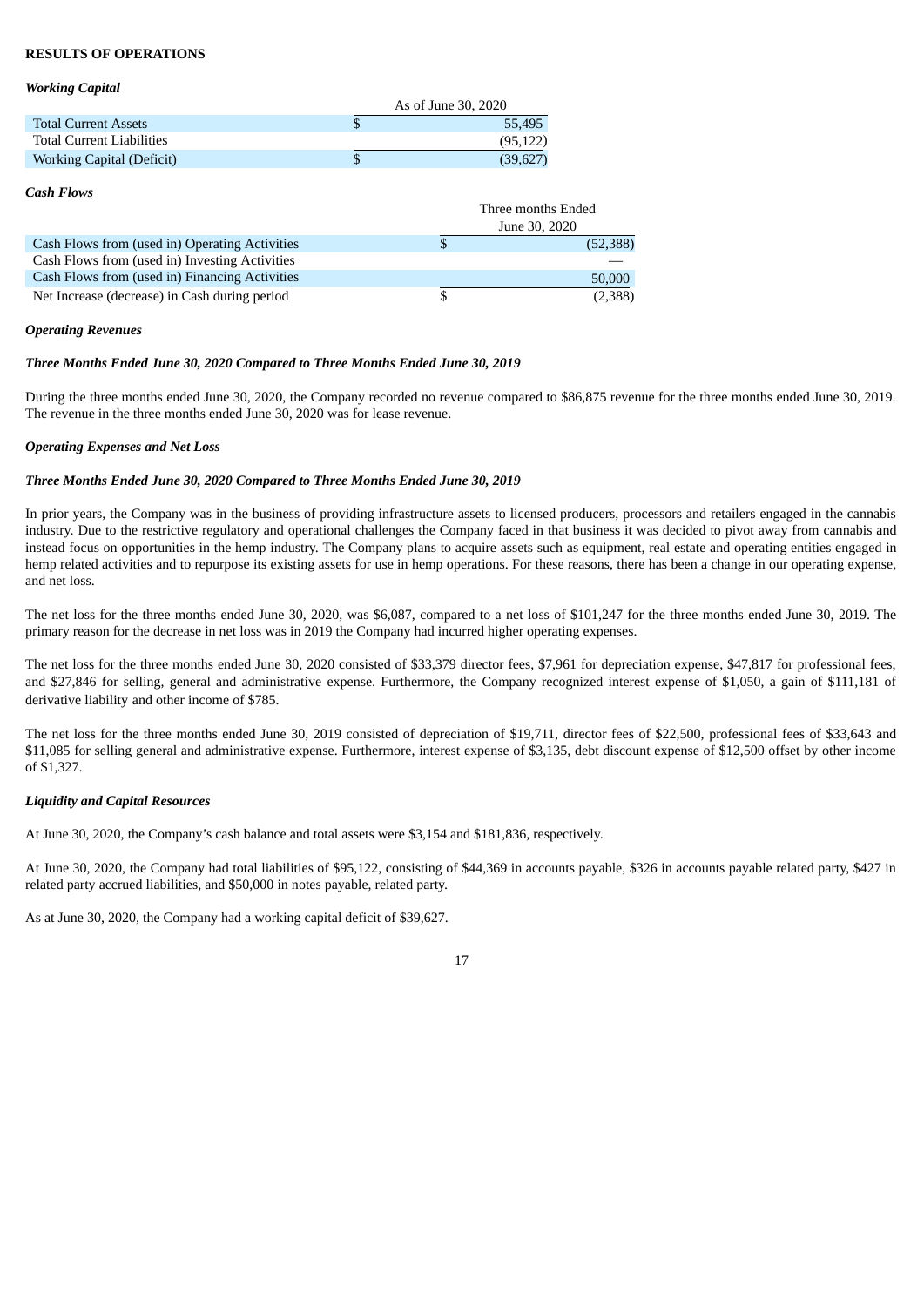**RESULTS OF OPERATIONS**

***Working Capital***

| | As of June 30, 2020 |
|---|---|
| Total Current Assets | $ 55,495 |
| Total Current Liabilities | (95,122) |
| Working Capital (Deficit) | $ (39,627) |

***Cash Flows***

| | Three months Ended June 30, 2020 |
|---|---|
| Cash Flows from (used in) Operating Activities | $ (52,388) |
| Cash Flows from (used in) Investing Activities | — |
| Cash Flows from (used in) Financing Activities | 50,000 |
| Net Increase (decrease) in Cash during period | $ (2,388) |

***Operating Revenues***

***Three Months Ended June 30, 2020 Compared to Three Months Ended June 30, 2019***

During the three months ended June 30, 2020, the Company recorded no revenue compared to $86,875 revenue for the three months ended June 30, 2019. The revenue in the three months ended June 30, 2020 was for lease revenue.

***Operating Expenses and Net Loss***

***Three Months Ended June 30, 2020 Compared to Three Months Ended June 30, 2019***

In prior years, the Company was in the business of providing infrastructure assets to licensed producers, processors and retailers engaged in the cannabis industry. Due to the restrictive regulatory and operational challenges the Company faced in that business it was decided to pivot away from cannabis and instead focus on opportunities in the hemp industry. The Company plans to acquire assets such as equipment, real estate and operating entities engaged in hemp related activities and to repurpose its existing assets for use in hemp operations. For these reasons, there has been a change in our operating expense, and net loss.

The net loss for the three months ended June 30, 2020, was $6,087, compared to a net loss of $101,247 for the three months ended June 30, 2019. The primary reason for the decrease in net loss was in 2019 the Company had incurred higher operating expenses.

The net loss for the three months ended June 30, 2020 consisted of $33,379 director fees, $7,961 for depreciation expense, $47,817 for professional fees, and $27,846 for selling, general and administrative expense. Furthermore, the Company recognized interest expense of $1,050, a gain of $111,181 of derivative liability and other income of $785.

The net loss for the three months ended June 30, 2019 consisted of depreciation of $19,711, director fees of $22,500, professional fees of $33,643 and $11,085 for selling general and administrative expense. Furthermore, interest expense of $3,135, debt discount expense of $12,500 offset by other income of $1,327.

***Liquidity and Capital Resources***

At June 30, 2020, the Company's cash balance and total assets were $3,154 and $181,836, respectively.

At June 30, 2020, the Company had total liabilities of $95,122, consisting of $44,369 in accounts payable, $326 in accounts payable related party, $427 in related party accrued liabilities, and $50,000 in notes payable, related party.

As at June 30, 2020, the Company had a working capital deficit of $39,627.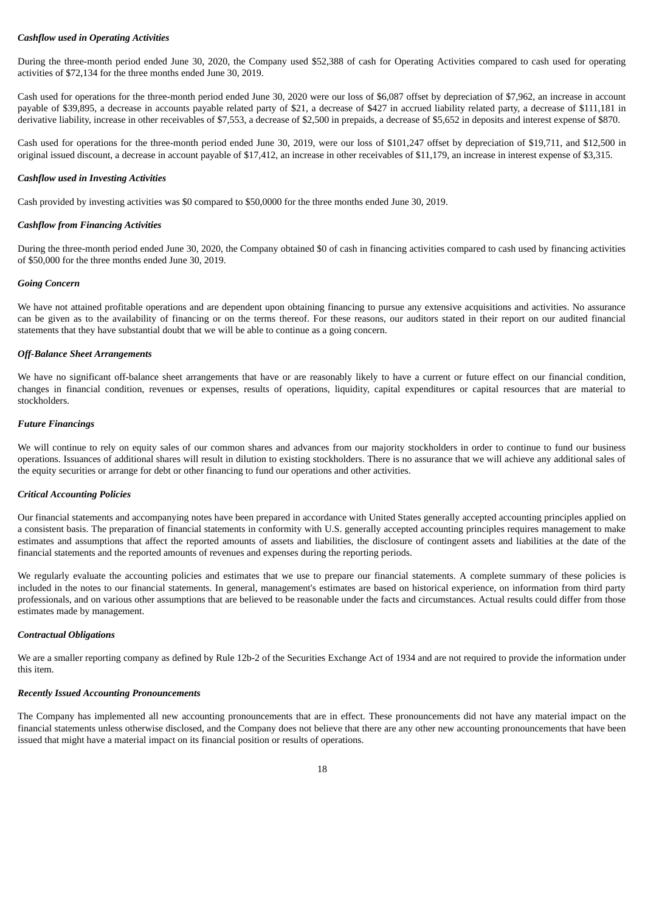***Cashflow used in Operating Activities***

During the three-month period ended June 30, 2020, the Company used $52,388 of cash for Operating Activities compared to cash used for operating activities of $72,134 for the three months ended June 30, 2019.

Cash used for operations for the three-month period ended June 30, 2020 were our loss of $6,087 offset by depreciation of $7,962, an increase in account payable of $39,895, a decrease in accounts payable related party of $21, a decrease of $427 in accrued liability related party, a decrease of $111,181 in derivative liability, increase in other receivables of $7,553, a decrease of $2,500 in prepaids, a decrease of $5,652 in deposits and interest expense of $870.

Cash used for operations for the three-month period ended June 30, 2019, were our loss of $101,247 offset by depreciation of $19,711, and $12,500 in original issued discount, a decrease in account payable of $17,412, an increase in other receivables of $11,179, an increase in interest expense of $3,315.

***Cashflow used in Investing Activities***

Cash provided by investing activities was $0 compared to $50,0000 for the three months ended June 30, 2019.

***Cashflow from Financing Activities***

During the three-month period ended June 30, 2020, the Company obtained $0 of cash in financing activities compared to cash used by financing activities of $50,000 for the three months ended June 30, 2019.

***Going Concern***

We have not attained profitable operations and are dependent upon obtaining financing to pursue any extensive acquisitions and activities. No assurance can be given as to the availability of financing or on the terms thereof. For these reasons, our auditors stated in their report on our audited financial statements that they have substantial doubt that we will be able to continue as a going concern.

***Off-Balance Sheet Arrangements***

We have no significant off-balance sheet arrangements that have or are reasonably likely to have a current or future effect on our financial condition, changes in financial condition, revenues or expenses, results of operations, liquidity, capital expenditures or capital resources that are material to stockholders.

***Future Financings***

We will continue to rely on equity sales of our common shares and advances from our majority stockholders in order to continue to fund our business operations. Issuances of additional shares will result in dilution to existing stockholders. There is no assurance that we will achieve any additional sales of the equity securities or arrange for debt or other financing to fund our operations and other activities.

***Critical Accounting Policies***

Our financial statements and accompanying notes have been prepared in accordance with United States generally accepted accounting principles applied on a consistent basis. The preparation of financial statements in conformity with U.S. generally accepted accounting principles requires management to make estimates and assumptions that affect the reported amounts of assets and liabilities, the disclosure of contingent assets and liabilities at the date of the financial statements and the reported amounts of revenues and expenses during the reporting periods.

We regularly evaluate the accounting policies and estimates that we use to prepare our financial statements. A complete summary of these policies is included in the notes to our financial statements. In general, management's estimates are based on historical experience, on information from third party professionals, and on various other assumptions that are believed to be reasonable under the facts and circumstances. Actual results could differ from those estimates made by management.

***Contractual Obligations***

We are a smaller reporting company as defined by Rule 12b-2 of the Securities Exchange Act of 1934 and are not required to provide the information under this item.

***Recently Issued Accounting Pronouncements***

The Company has implemented all new accounting pronouncements that are in effect. These pronouncements did not have any material impact on the financial statements unless otherwise disclosed, and the Company does not believe that there are any other new accounting pronouncements that have been issued that might have a material impact on its financial position or results of operations.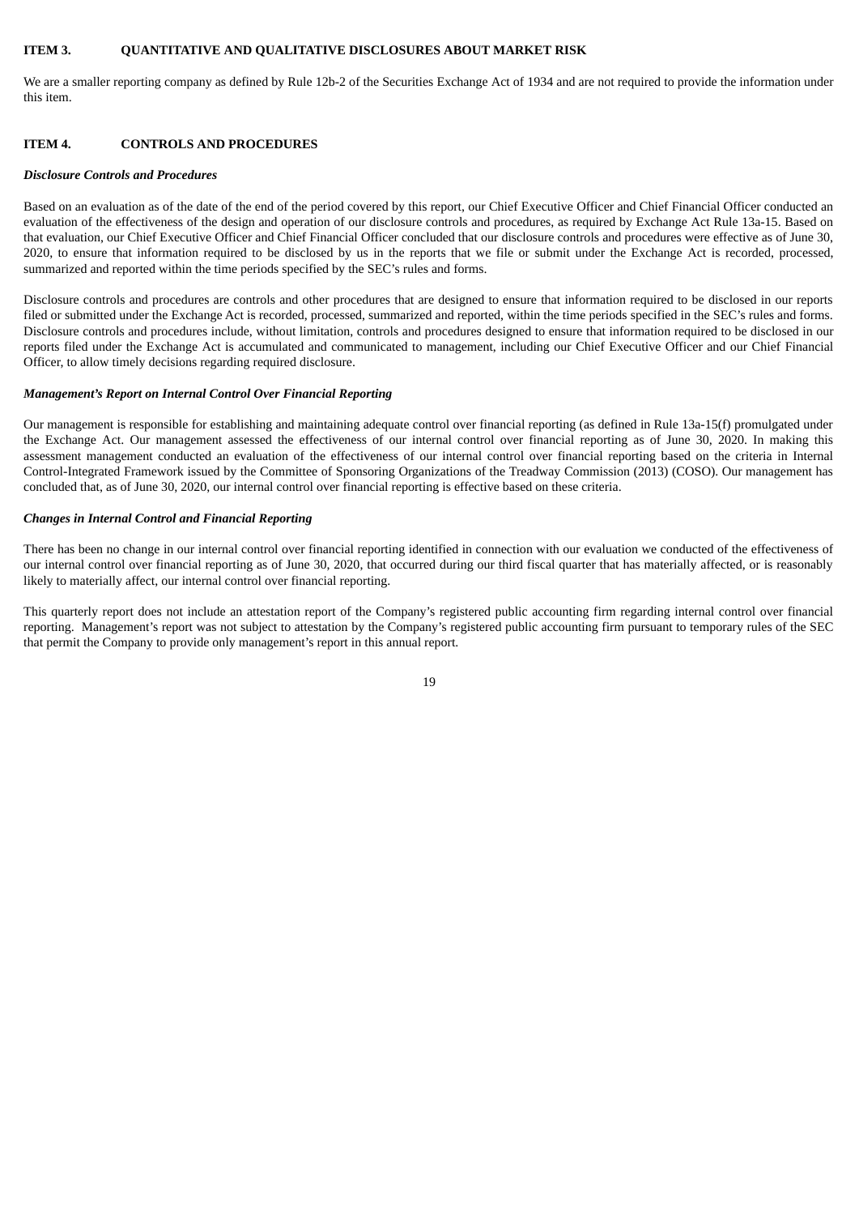## ITEM 3. QUANTITATIVE AND QUALITATIVE DISCLOSURES ABOUT MARKET RISK

We are a smaller reporting company as defined by Rule 12b-2 of the Securities Exchange Act of 1934 and are not required to provide the information under this item.

## ITEM 4. CONTROLS AND PROCEDURES

***Disclosure Controls and Procedures***

Based on an evaluation as of the date of the end of the period covered by this report, our Chief Executive Officer and Chief Financial Officer conducted an evaluation of the effectiveness of the design and operation of our disclosure controls and procedures, as required by Exchange Act Rule 13a-15. Based on that evaluation, our Chief Executive Officer and Chief Financial Officer concluded that our disclosure controls and procedures were effective as of June 30, 2020, to ensure that information required to be disclosed by us in the reports that we file or submit under the Exchange Act is recorded, processed, summarized and reported within the time periods specified by the SEC's rules and forms.

Disclosure controls and procedures are controls and other procedures that are designed to ensure that information required to be disclosed in our reports filed or submitted under the Exchange Act is recorded, processed, summarized and reported, within the time periods specified in the SEC's rules and forms. Disclosure controls and procedures include, without limitation, controls and procedures designed to ensure that information required to be disclosed in our reports filed under the Exchange Act is accumulated and communicated to management, including our Chief Executive Officer and our Chief Financial Officer, to allow timely decisions regarding required disclosure.

***Management's Report on Internal Control Over Financial Reporting***

Our management is responsible for establishing and maintaining adequate control over financial reporting (as defined in Rule 13a-15(f) promulgated under the Exchange Act. Our management assessed the effectiveness of our internal control over financial reporting as of June 30, 2020. In making this assessment management conducted an evaluation of the effectiveness of our internal control over financial reporting based on the criteria in Internal Control-Integrated Framework issued by the Committee of Sponsoring Organizations of the Treadway Commission (2013) (COSO). Our management has concluded that, as of June 30, 2020, our internal control over financial reporting is effective based on these criteria.

***Changes in Internal Control and Financial Reporting***

There has been no change in our internal control over financial reporting identified in connection with our evaluation we conducted of the effectiveness of our internal control over financial reporting as of June 30, 2020, that occurred during our third fiscal quarter that has materially affected, or is reasonably likely to materially affect, our internal control over financial reporting.

This quarterly report does not include an attestation report of the Company's registered public accounting firm regarding internal control over financial reporting. Management's report was not subject to attestation by the Company's registered public accounting firm pursuant to temporary rules of the SEC that permit the Company to provide only management's report in this annual report.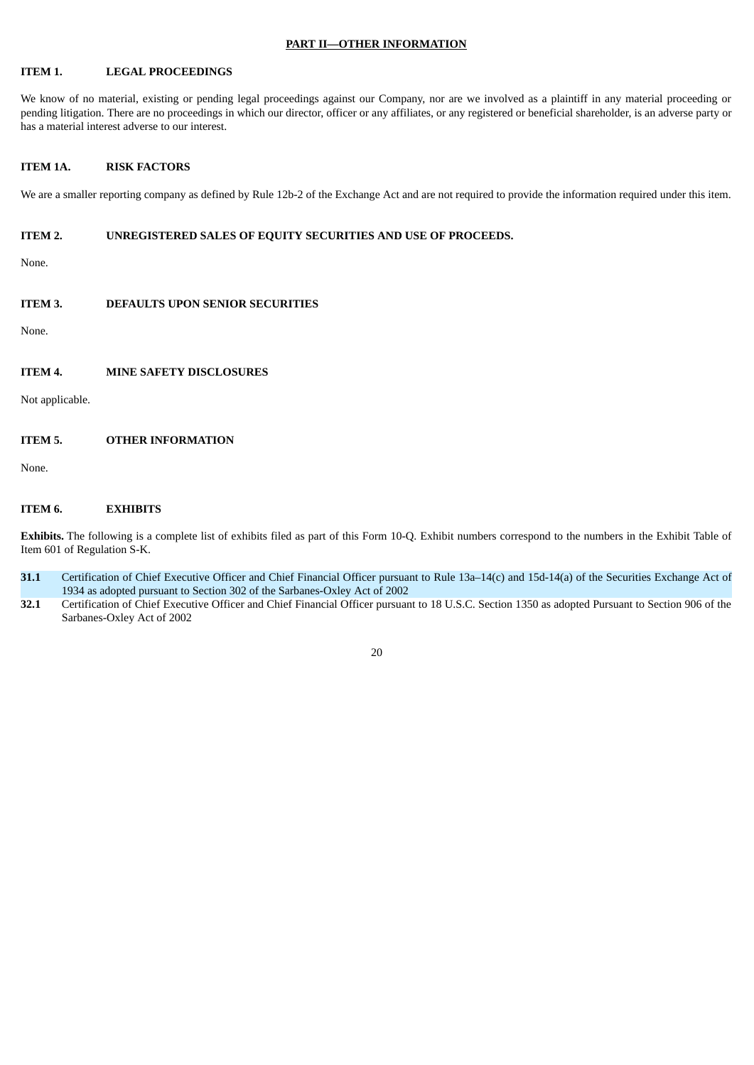## PART II—OTHER INFORMATION

### ITEM 1. LEGAL PROCEEDINGS

We know of no material, existing or pending legal proceedings against our Company, nor are we involved as a plaintiff in any material proceeding or pending litigation. There are no proceedings in which our director, officer or any affiliates, or any registered or beneficial shareholder, is an adverse party or has a material interest adverse to our interest.

### ITEM 1A. RISK FACTORS

We are a smaller reporting company as defined by Rule 12b-2 of the Exchange Act and are not required to provide the information required under this item.

### ITEM 2. UNREGISTERED SALES OF EQUITY SECURITIES AND USE OF PROCEEDS.

None.

### ITEM 3. DEFAULTS UPON SENIOR SECURITIES

None.

### ITEM 4. MINE SAFETY DISCLOSURES

Not applicable.

### ITEM 5. OTHER INFORMATION

None.

### ITEM 6. EXHIBITS

**Exhibits.** The following is a complete list of exhibits filed as part of this Form 10-Q. Exhibit numbers correspond to the numbers in the Exhibit Table of Item 601 of Regulation S-K.

**31.1** Certification of Chief Executive Officer and Chief Financial Officer pursuant to Rule 13a–14(c) and 15d-14(a) of the Securities Exchange Act of 1934 as adopted pursuant to Section 302 of the Sarbanes-Oxley Act of 2002

**32.1** Certification of Chief Executive Officer and Chief Financial Officer pursuant to 18 U.S.C. Section 1350 as adopted Pursuant to Section 906 of the Sarbanes-Oxley Act of 2002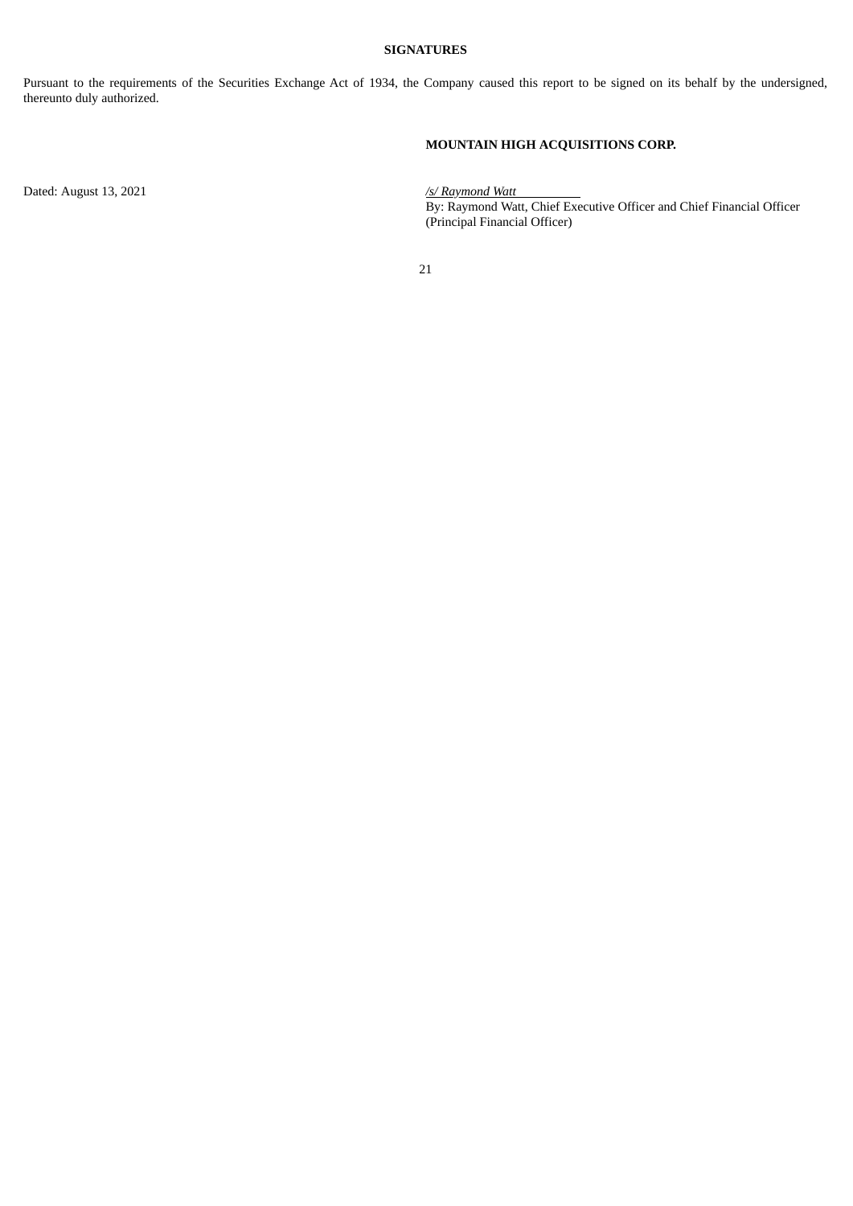**SIGNATURES**

Pursuant to the requirements of the Securities Exchange Act of 1934, the Company caused this report to be signed on its behalf by the undersigned, thereunto duly authorized.

**MOUNTAIN HIGH ACQUISITIONS CORP.**

Dated: August 13, 2021

*/s/ Raymond Watt*

By: Raymond Watt, Chief Executive Officer and Chief Financial Officer (Principal Financial Officer)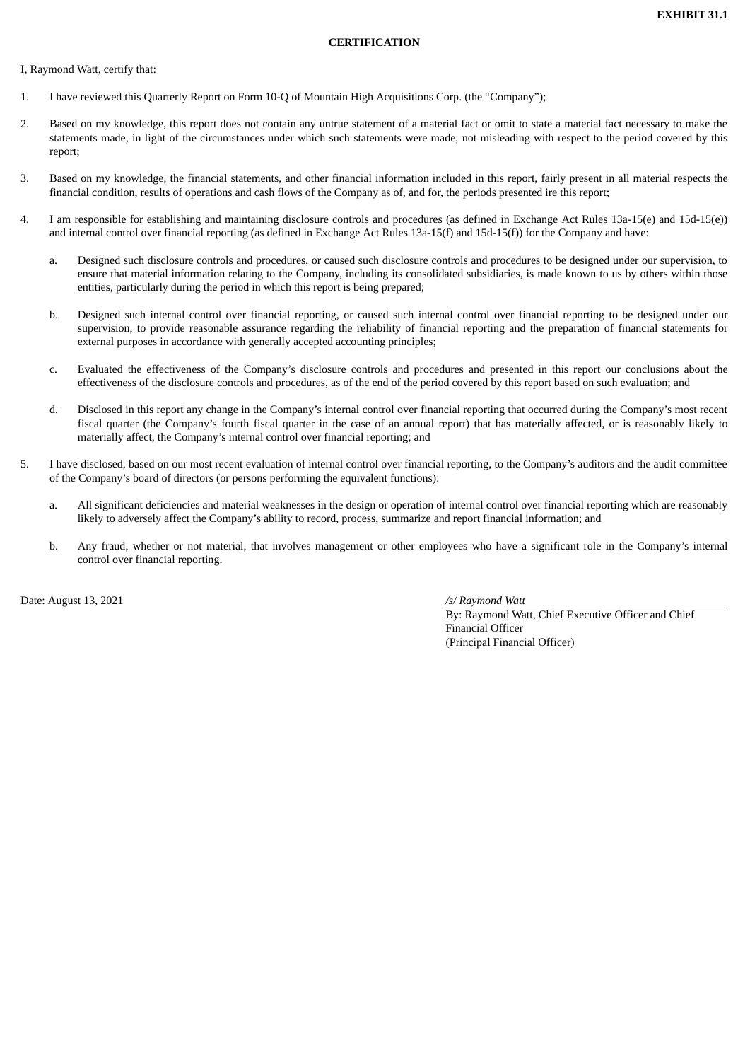**EXHIBIT 31.1**

**CERTIFICATION**

I, Raymond Watt, certify that:

1. I have reviewed this Quarterly Report on Form 10-Q of Mountain High Acquisitions Corp. (the "Company");

2. Based on my knowledge, this report does not contain any untrue statement of a material fact or omit to state a material fact necessary to make the statements made, in light of the circumstances under which such statements were made, not misleading with respect to the period covered by this report;

3. Based on my knowledge, the financial statements, and other financial information included in this report, fairly present in all material respects the financial condition, results of operations and cash flows of the Company as of, and for, the periods presented ire this report;

4. I am responsible for establishing and maintaining disclosure controls and procedures (as defined in Exchange Act Rules 13a-15(e) and 15d-15(e)) and internal control over financial reporting (as defined in Exchange Act Rules 13a-15(f) and 15d-15(f)) for the Company and have:

   a. Designed such disclosure controls and procedures, or caused such disclosure controls and procedures to be designed under our supervision, to ensure that material information relating to the Company, including its consolidated subsidiaries, is made known to us by others within those entities, particularly during the period in which this report is being prepared;

   b. Designed such internal control over financial reporting, or caused such internal control over financial reporting to be designed under our supervision, to provide reasonable assurance regarding the reliability of financial reporting and the preparation of financial statements for external purposes in accordance with generally accepted accounting principles;

   c. Evaluated the effectiveness of the Company's disclosure controls and procedures and presented in this report our conclusions about the effectiveness of the disclosure controls and procedures, as of the end of the period covered by this report based on such evaluation; and

   d. Disclosed in this report any change in the Company's internal control over financial reporting that occurred during the Company's most recent fiscal quarter (the Company's fourth fiscal quarter in the case of an annual report) that has materially affected, or is reasonably likely to materially affect, the Company's internal control over financial reporting; and

5. I have disclosed, based on our most recent evaluation of internal control over financial reporting, to the Company's auditors and the audit committee of the Company's board of directors (or persons performing the equivalent functions):

   a. All significant deficiencies and material weaknesses in the design or operation of internal control over financial reporting which are reasonably likely to adversely affect the Company's ability to record, process, summarize and report financial information; and

   b. Any fraud, whether or not material, that involves management or other employees who have a significant role in the Company's internal control over financial reporting.

Date: August 13, 2021

*/s/ Raymond Watt*

By: Raymond Watt, Chief Executive Officer and Chief Financial Officer
(Principal Financial Officer)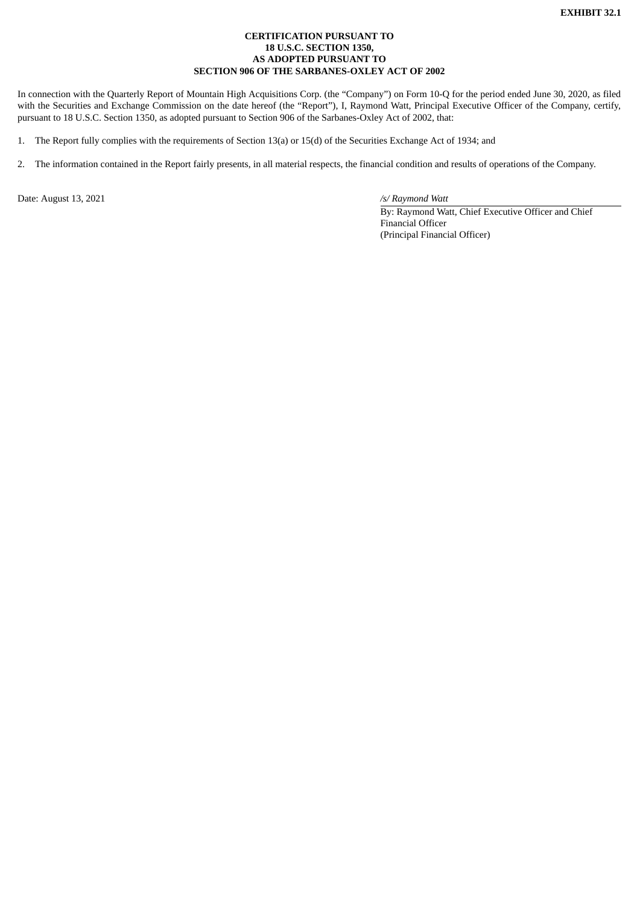**EXHIBIT 32.1**

**CERTIFICATION PURSUANT TO**
**18 U.S.C. SECTION 1350,**
**AS ADOPTED PURSUANT TO**
**SECTION 906 OF THE SARBANES-OXLEY ACT OF 2002**

In connection with the Quarterly Report of Mountain High Acquisitions Corp. (the "Company") on Form 10-Q for the period ended June 30, 2020, as filed with the Securities and Exchange Commission on the date hereof (the "Report"), I, Raymond Watt, Principal Executive Officer of the Company, certify, pursuant to 18 U.S.C. Section 1350, as adopted pursuant to Section 906 of the Sarbanes-Oxley Act of 2002, that:

1. The Report fully complies with the requirements of Section 13(a) or 15(d) of the Securities Exchange Act of 1934; and

2. The information contained in the Report fairly presents, in all material respects, the financial condition and results of operations of the Company.

Date: August 13, 2021

*/s/ Raymond Watt*

By: Raymond Watt, Chief Executive Officer and Chief Financial Officer
(Principal Financial Officer)